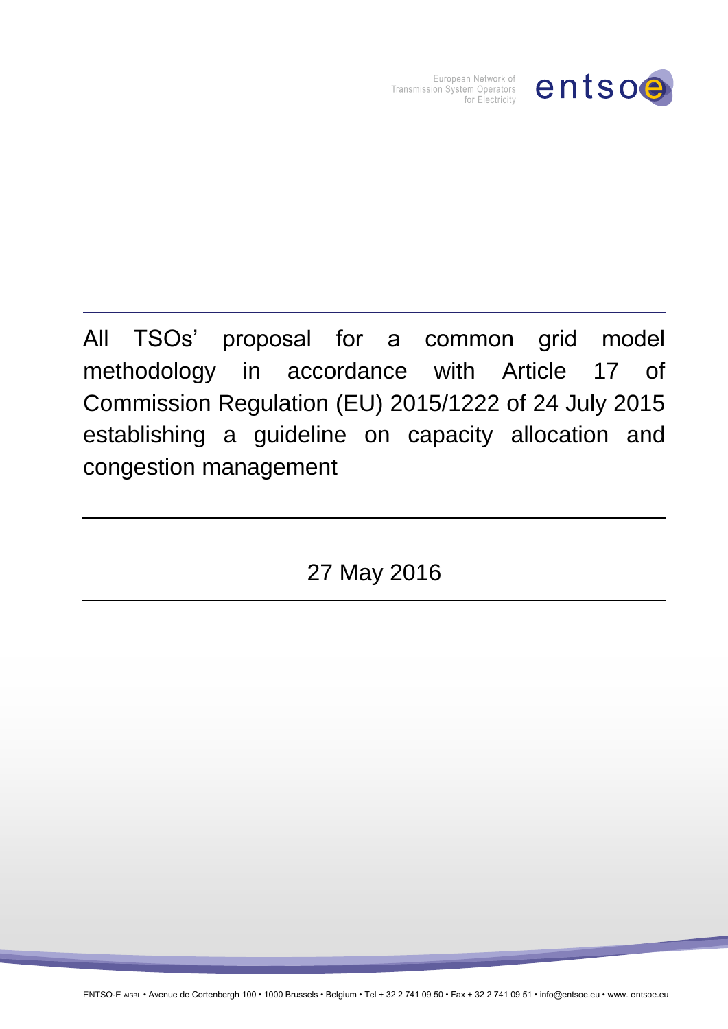# All TSOs' proposal for a common grid model methodology in accordance with Article 17 of Commission Regulation (EU) 2015/1222 of 24 July 2015 establishing a guideline on capacity allocation and congestion management

27 May 2016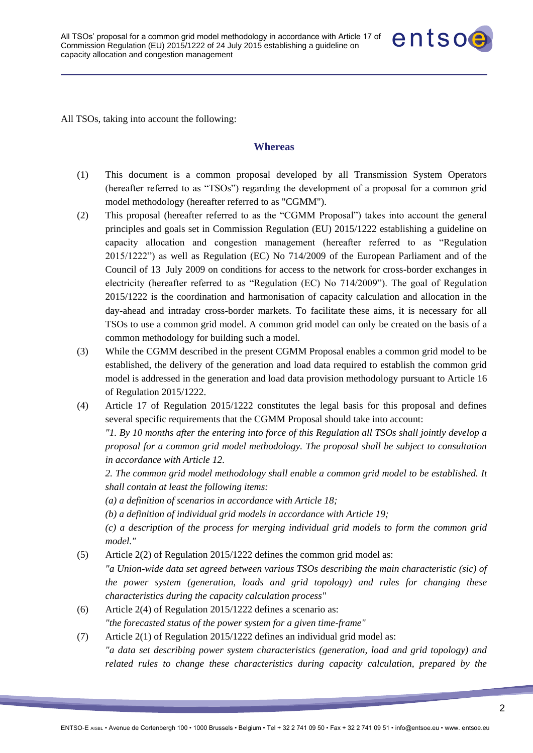All TSOs, taking into account the following:

## Whereas

(1) This document is a common proposal developed by all Transmission System Operators (hereafter referred to as “TSOs”) regarding the development of a proposal for a common grid model methodology (hereafter referred to as "CGMM").

(2) This proposal (hereafter referred to as the “CGMM Proposal”) takes into account the general principles and goals set in Commission Regulation (EU) 2015/1222 establishing a guideline on capacity allocation and congestion management (hereafter referred to as “Regulation 2015/1222”) as well as Regulation (EC) No 714/2009 of the European Parliament and of the Council of 13 July 2009 on conditions for access to the network for cross-border exchanges in electricity (hereafter referred to as “Regulation (EC) No 714/2009”). The goal of Regulation 2015/1222 is the coordination and harmonisation of capacity calculation and allocation in the day-ahead and intraday cross-border markets. To facilitate these aims, it is necessary for all TSOs to use a common grid model. A common grid model can only be created on the basis of a common methodology for building such a model.

(3) While the CGMM described in the present CGMM Proposal enables a common grid model to be established, the delivery of the generation and load data required to establish the common grid model is addressed in the generation and load data provision methodology pursuant to Article 16 of Regulation 2015/1222.

(4) Article 17 of Regulation 2015/1222 constitutes the legal basis for this proposal and defines several specific requirements that the CGMM Proposal should take into account:
*"1. By 10 months after the entering into force of this Regulation all TSOs shall jointly develop a proposal for a common grid model methodology. The proposal shall be subject to consultation in accordance with Article 12.*
*2. The common grid model methodology shall enable a common grid model to be established. It shall contain at least the following items:*
*(a) a definition of scenarios in accordance with Article 18;*
*(b) a definition of individual grid models in accordance with Article 19;*
*(c) a description of the process for merging individual grid models to form the common grid model."*

(5) Article 2(2) of Regulation 2015/1222 defines the common grid model as:
*"a Union-wide data set agreed between various TSOs describing the main characteristic (sic) of the power system (generation, loads and grid topology) and rules for changing these characteristics during the capacity calculation process"*

(6) Article 2(4) of Regulation 2015/1222 defines a scenario as:
*"the forecasted status of the power system for a given time-frame"*

(7) Article 2(1) of Regulation 2015/1222 defines an individual grid model as:
*"a data set describing power system characteristics (generation, load and grid topology) and related rules to change these characteristics during capacity calculation, prepared by the*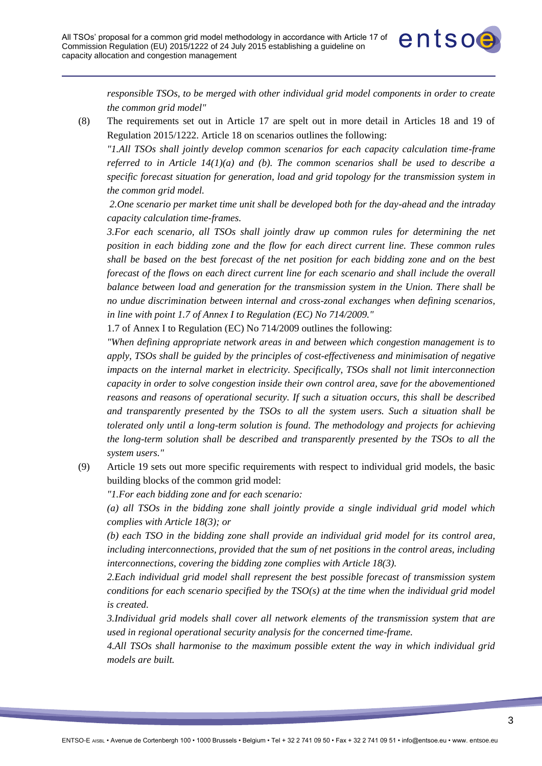*responsible TSOs, to be merged with other individual grid model components in order to create the common grid model"*

(8) The requirements set out in Article 17 are spelt out in more detail in Articles 18 and 19 of Regulation 2015/1222. Article 18 on scenarios outlines the following:

*"1.All TSOs shall jointly develop common scenarios for each capacity calculation time-frame referred to in Article 14(1)(a) and (b). The common scenarios shall be used to describe a specific forecast situation for generation, load and grid topology for the transmission system in the common grid model.*

*2.One scenario per market time unit shall be developed both for the day-ahead and the intraday capacity calculation time-frames.*

*3.For each scenario, all TSOs shall jointly draw up common rules for determining the net position in each bidding zone and the flow for each direct current line. These common rules shall be based on the best forecast of the net position for each bidding zone and on the best forecast of the flows on each direct current line for each scenario and shall include the overall balance between load and generation for the transmission system in the Union. There shall be no undue discrimination between internal and cross-zonal exchanges when defining scenarios, in line with point 1.7 of Annex I to Regulation (EC) No 714/2009."*

1.7 of Annex I to Regulation (EC) No 714/2009 outlines the following:

*"When defining appropriate network areas in and between which congestion management is to apply, TSOs shall be guided by the principles of cost-effectiveness and minimisation of negative impacts on the internal market in electricity. Specifically, TSOs shall not limit interconnection capacity in order to solve congestion inside their own control area, save for the abovementioned reasons and reasons of operational security. If such a situation occurs, this shall be described and transparently presented by the TSOs to all the system users. Such a situation shall be tolerated only until a long-term solution is found. The methodology and projects for achieving the long-term solution shall be described and transparently presented by the TSOs to all the system users."*

(9) Article 19 sets out more specific requirements with respect to individual grid models, the basic building blocks of the common grid model:

*"1.For each bidding zone and for each scenario:*

*(a) all TSOs in the bidding zone shall jointly provide a single individual grid model which complies with Article 18(3); or*

*(b) each TSO in the bidding zone shall provide an individual grid model for its control area, including interconnections, provided that the sum of net positions in the control areas, including interconnections, covering the bidding zone complies with Article 18(3).*

*2.Each individual grid model shall represent the best possible forecast of transmission system conditions for each scenario specified by the TSO(s) at the time when the individual grid model is created.*

*3.Individual grid models shall cover all network elements of the transmission system that are used in regional operational security analysis for the concerned time-frame.*

*4.All TSOs shall harmonise to the maximum possible extent the way in which individual grid models are built.*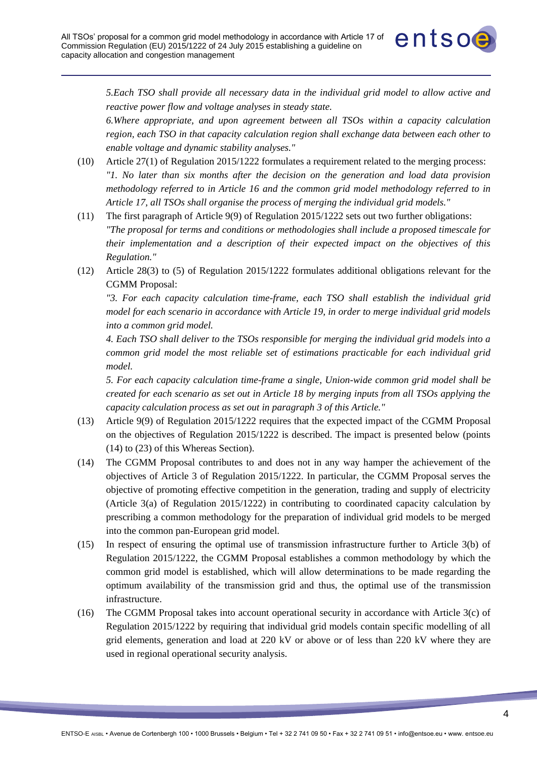*5.Each TSO shall provide all necessary data in the individual grid model to allow active and reactive power flow and voltage analyses in steady state.*

*6.Where appropriate, and upon agreement between all TSOs within a capacity calculation region, each TSO in that capacity calculation region shall exchange data between each other to enable voltage and dynamic stability analyses."*

(10) Article 27(1) of Regulation 2015/1222 formulates a requirement related to the merging process: *"1. No later than six months after the decision on the generation and load data provision methodology referred to in Article 16 and the common grid model methodology referred to in Article 17, all TSOs shall organise the process of merging the individual grid models."*

(11) The first paragraph of Article 9(9) of Regulation 2015/1222 sets out two further obligations: *"The proposal for terms and conditions or methodologies shall include a proposed timescale for their implementation and a description of their expected impact on the objectives of this Regulation."*

(12) Article 28(3) to (5) of Regulation 2015/1222 formulates additional obligations relevant for the CGMM Proposal:

*"3. For each capacity calculation time-frame, each TSO shall establish the individual grid model for each scenario in accordance with Article 19, in order to merge individual grid models into a common grid model.*

*4. Each TSO shall deliver to the TSOs responsible for merging the individual grid models into a common grid model the most reliable set of estimations practicable for each individual grid model.*

*5. For each capacity calculation time-frame a single, Union-wide common grid model shall be created for each scenario as set out in Article 18 by merging inputs from all TSOs applying the capacity calculation process as set out in paragraph 3 of this Article."*

(13) Article 9(9) of Regulation 2015/1222 requires that the expected impact of the CGMM Proposal on the objectives of Regulation 2015/1222 is described. The impact is presented below (points (14) to (23) of this Whereas Section).

(14) The CGMM Proposal contributes to and does not in any way hamper the achievement of the objectives of Article 3 of Regulation 2015/1222. In particular, the CGMM Proposal serves the objective of promoting effective competition in the generation, trading and supply of electricity (Article 3(a) of Regulation 2015/1222) in contributing to coordinated capacity calculation by prescribing a common methodology for the preparation of individual grid models to be merged into the common pan-European grid model.

(15) In respect of ensuring the optimal use of transmission infrastructure further to Article 3(b) of Regulation 2015/1222, the CGMM Proposal establishes a common methodology by which the common grid model is established, which will allow determinations to be made regarding the optimum availability of the transmission grid and thus, the optimal use of the transmission infrastructure.

(16) The CGMM Proposal takes into account operational security in accordance with Article 3(c) of Regulation 2015/1222 by requiring that individual grid models contain specific modelling of all grid elements, generation and load at 220 kV or above or of less than 220 kV where they are used in regional operational security analysis.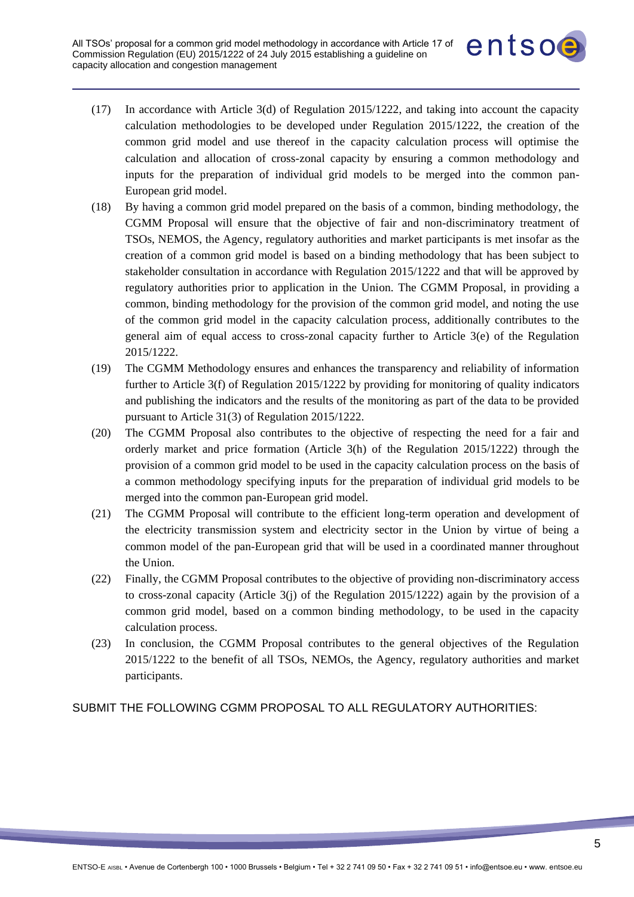(17) In accordance with Article 3(d) of Regulation 2015/1222, and taking into account the capacity calculation methodologies to be developed under Regulation 2015/1222, the creation of the common grid model and use thereof in the capacity calculation process will optimise the calculation and allocation of cross-zonal capacity by ensuring a common methodology and inputs for the preparation of individual grid models to be merged into the common pan-European grid model.

(18) By having a common grid model prepared on the basis of a common, binding methodology, the CGMM Proposal will ensure that the objective of fair and non-discriminatory treatment of TSOs, NEMOS, the Agency, regulatory authorities and market participants is met insofar as the creation of a common grid model is based on a binding methodology that has been subject to stakeholder consultation in accordance with Regulation 2015/1222 and that will be approved by regulatory authorities prior to application in the Union. The CGMM Proposal, in providing a common, binding methodology for the provision of the common grid model, and noting the use of the common grid model in the capacity calculation process, additionally contributes to the general aim of equal access to cross-zonal capacity further to Article 3(e) of the Regulation 2015/1222.

(19) The CGMM Methodology ensures and enhances the transparency and reliability of information further to Article 3(f) of Regulation 2015/1222 by providing for monitoring of quality indicators and publishing the indicators and the results of the monitoring as part of the data to be provided pursuant to Article 31(3) of Regulation 2015/1222.

(20) The CGMM Proposal also contributes to the objective of respecting the need for a fair and orderly market and price formation (Article 3(h) of the Regulation 2015/1222) through the provision of a common grid model to be used in the capacity calculation process on the basis of a common methodology specifying inputs for the preparation of individual grid models to be merged into the common pan-European grid model.

(21) The CGMM Proposal will contribute to the efficient long-term operation and development of the electricity transmission system and electricity sector in the Union by virtue of being a common model of the pan-European grid that will be used in a coordinated manner throughout the Union.

(22) Finally, the CGMM Proposal contributes to the objective of providing non-discriminatory access to cross-zonal capacity (Article 3(j) of the Regulation 2015/1222) again by the provision of a common grid model, based on a common binding methodology, to be used in the capacity calculation process.

(23) In conclusion, the CGMM Proposal contributes to the general objectives of the Regulation 2015/1222 to the benefit of all TSOs, NEMOs, the Agency, regulatory authorities and market participants.

SUBMIT THE FOLLOWING CGMM PROPOSAL TO ALL REGULATORY AUTHORITIES: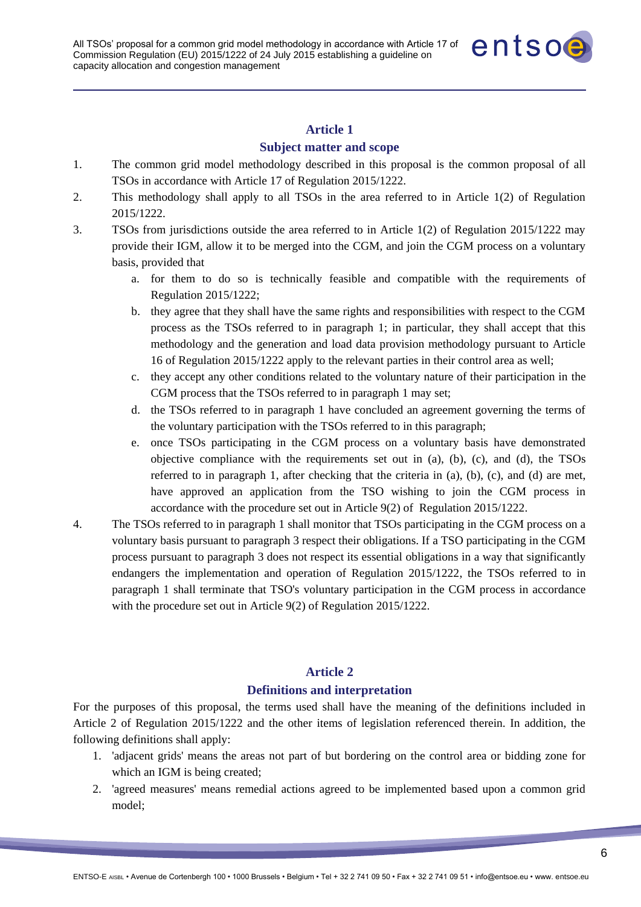## Article 1

## Subject matter and scope

1. The common grid model methodology described in this proposal is the common proposal of all TSOs in accordance with Article 17 of Regulation 2015/1222.
2. This methodology shall apply to all TSOs in the area referred to in Article 1(2) of Regulation 2015/1222.
3. TSOs from jurisdictions outside the area referred to in Article 1(2) of Regulation 2015/1222 may provide their IGM, allow it to be merged into the CGM, and join the CGM process on a voluntary basis, provided that
   a. for them to do so is technically feasible and compatible with the requirements of Regulation 2015/1222;
   b. they agree that they shall have the same rights and responsibilities with respect to the CGM process as the TSOs referred to in paragraph 1; in particular, they shall accept that this methodology and the generation and load data provision methodology pursuant to Article 16 of Regulation 2015/1222 apply to the relevant parties in their control area as well;
   c. they accept any other conditions related to the voluntary nature of their participation in the CGM process that the TSOs referred to in paragraph 1 may set;
   d. the TSOs referred to in paragraph 1 have concluded an agreement governing the terms of the voluntary participation with the TSOs referred to in this paragraph;
   e. once TSOs participating in the CGM process on a voluntary basis have demonstrated objective compliance with the requirements set out in (a), (b), (c), and (d), the TSOs referred to in paragraph 1, after checking that the criteria in (a), (b), (c), and (d) are met, have approved an application from the TSO wishing to join the CGM process in accordance with the procedure set out in Article 9(2) of Regulation 2015/1222.
4. The TSOs referred to in paragraph 1 shall monitor that TSOs participating in the CGM process on a voluntary basis pursuant to paragraph 3 respect their obligations. If a TSO participating in the CGM process pursuant to paragraph 3 does not respect its essential obligations in a way that significantly endangers the implementation and operation of Regulation 2015/1222, the TSOs referred to in paragraph 1 shall terminate that TSO's voluntary participation in the CGM process in accordance with the procedure set out in Article 9(2) of Regulation 2015/1222.

## Article 2

## Definitions and interpretation

For the purposes of this proposal, the terms used shall have the meaning of the definitions included in Article 2 of Regulation 2015/1222 and the other items of legislation referenced therein. In addition, the following definitions shall apply:

1. 'adjacent grids' means the areas not part of but bordering on the control area or bidding zone for which an IGM is being created;
2. 'agreed measures' means remedial actions agreed to be implemented based upon a common grid model;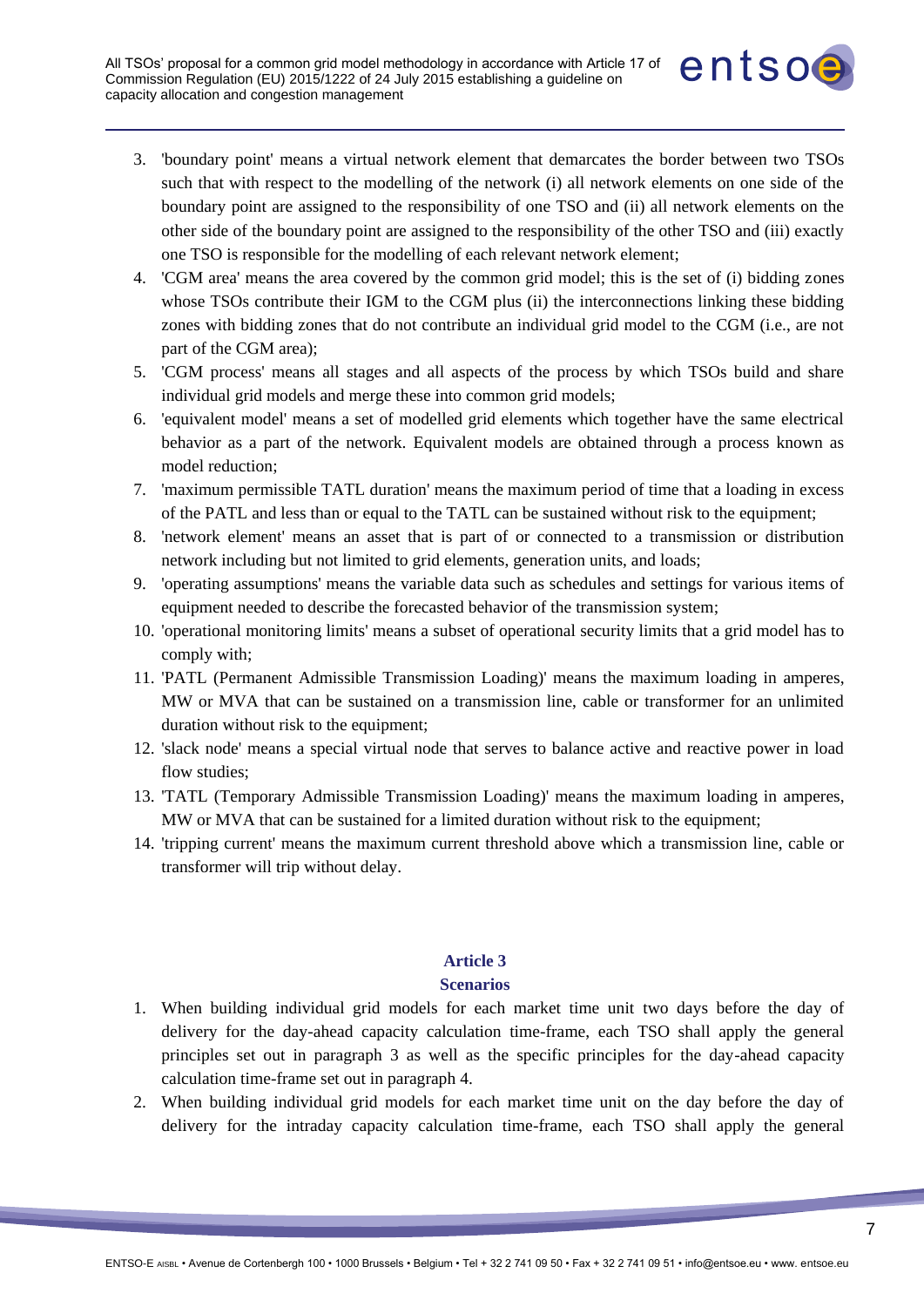3. 'boundary point' means a virtual network element that demarcates the border between two TSOs such that with respect to the modelling of the network (i) all network elements on one side of the boundary point are assigned to the responsibility of one TSO and (ii) all network elements on the other side of the boundary point are assigned to the responsibility of the other TSO and (iii) exactly one TSO is responsible for the modelling of each relevant network element;
4. 'CGM area' means the area covered by the common grid model; this is the set of (i) bidding zones whose TSOs contribute their IGM to the CGM plus (ii) the interconnections linking these bidding zones with bidding zones that do not contribute an individual grid model to the CGM (i.e., are not part of the CGM area);
5. 'CGM process' means all stages and all aspects of the process by which TSOs build and share individual grid models and merge these into common grid models;
6. 'equivalent model' means a set of modelled grid elements which together have the same electrical behavior as a part of the network. Equivalent models are obtained through a process known as model reduction;
7. 'maximum permissible TATL duration' means the maximum period of time that a loading in excess of the PATL and less than or equal to the TATL can be sustained without risk to the equipment;
8. 'network element' means an asset that is part of or connected to a transmission or distribution network including but not limited to grid elements, generation units, and loads;
9. 'operating assumptions' means the variable data such as schedules and settings for various items of equipment needed to describe the forecasted behavior of the transmission system;
10. 'operational monitoring limits' means a subset of operational security limits that a grid model has to comply with;
11. 'PATL (Permanent Admissible Transmission Loading)' means the maximum loading in amperes, MW or MVA that can be sustained on a transmission line, cable or transformer for an unlimited duration without risk to the equipment;
12. 'slack node' means a special virtual node that serves to balance active and reactive power in load flow studies;
13. 'TATL (Temporary Admissible Transmission Loading)' means the maximum loading in amperes, MW or MVA that can be sustained for a limited duration without risk to the equipment;
14. 'tripping current' means the maximum current threshold above which a transmission line, cable or transformer will trip without delay.

## Article 3
## Scenarios

1. When building individual grid models for each market time unit two days before the day of delivery for the day-ahead capacity calculation time-frame, each TSO shall apply the general principles set out in paragraph 3 as well as the specific principles for the day-ahead capacity calculation time-frame set out in paragraph 4.
2. When building individual grid models for each market time unit on the day before the day of delivery for the intraday capacity calculation time-frame, each TSO shall apply the general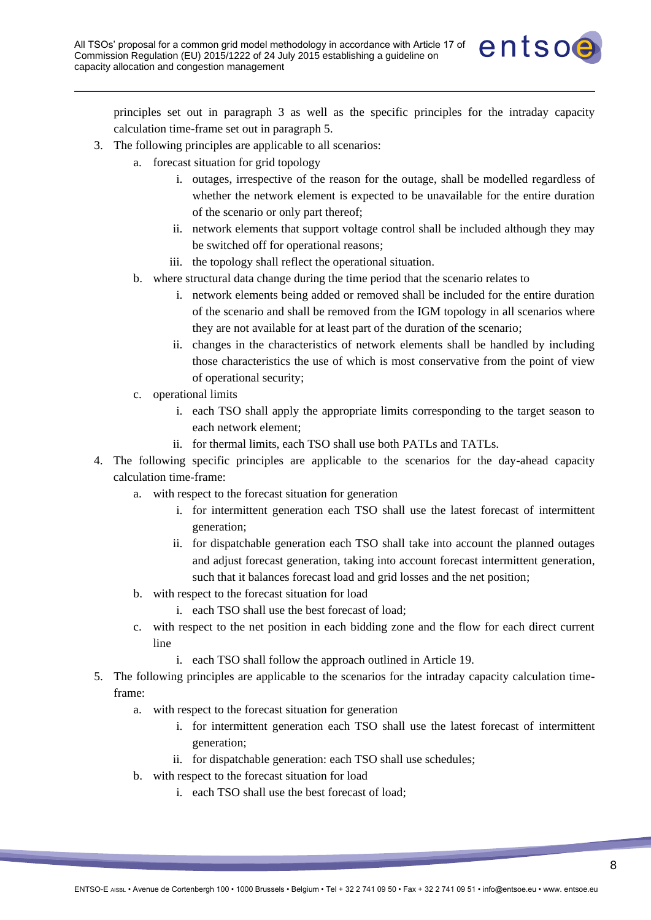principles set out in paragraph 3 as well as the specific principles for the intraday capacity calculation time-frame set out in paragraph 5.

3. The following principles are applicable to all scenarios:
   a. forecast situation for grid topology
      i. outages, irrespective of the reason for the outage, shall be modelled regardless of whether the network element is expected to be unavailable for the entire duration of the scenario or only part thereof;
      ii. network elements that support voltage control shall be included although they may be switched off for operational reasons;
      iii. the topology shall reflect the operational situation.
   b. where structural data change during the time period that the scenario relates to
      i. network elements being added or removed shall be included for the entire duration of the scenario and shall be removed from the IGM topology in all scenarios where they are not available for at least part of the duration of the scenario;
      ii. changes in the characteristics of network elements shall be handled by including those characteristics the use of which is most conservative from the point of view of operational security;
   c. operational limits
      i. each TSO shall apply the appropriate limits corresponding to the target season to each network element;
      ii. for thermal limits, each TSO shall use both PATLs and TATLs.
4. The following specific principles are applicable to the scenarios for the day-ahead capacity calculation time-frame:
   a. with respect to the forecast situation for generation
      i. for intermittent generation each TSO shall use the latest forecast of intermittent generation;
      ii. for dispatchable generation each TSO shall take into account the planned outages and adjust forecast generation, taking into account forecast intermittent generation, such that it balances forecast load and grid losses and the net position;
   b. with respect to the forecast situation for load
      i. each TSO shall use the best forecast of load;
   c. with respect to the net position in each bidding zone and the flow for each direct current line
      i. each TSO shall follow the approach outlined in Article 19.
5. The following principles are applicable to the scenarios for the intraday capacity calculation time-frame:
   a. with respect to the forecast situation for generation
      i. for intermittent generation each TSO shall use the latest forecast of intermittent generation;
      ii. for dispatchable generation: each TSO shall use schedules;
   b. with respect to the forecast situation for load
      i. each TSO shall use the best forecast of load;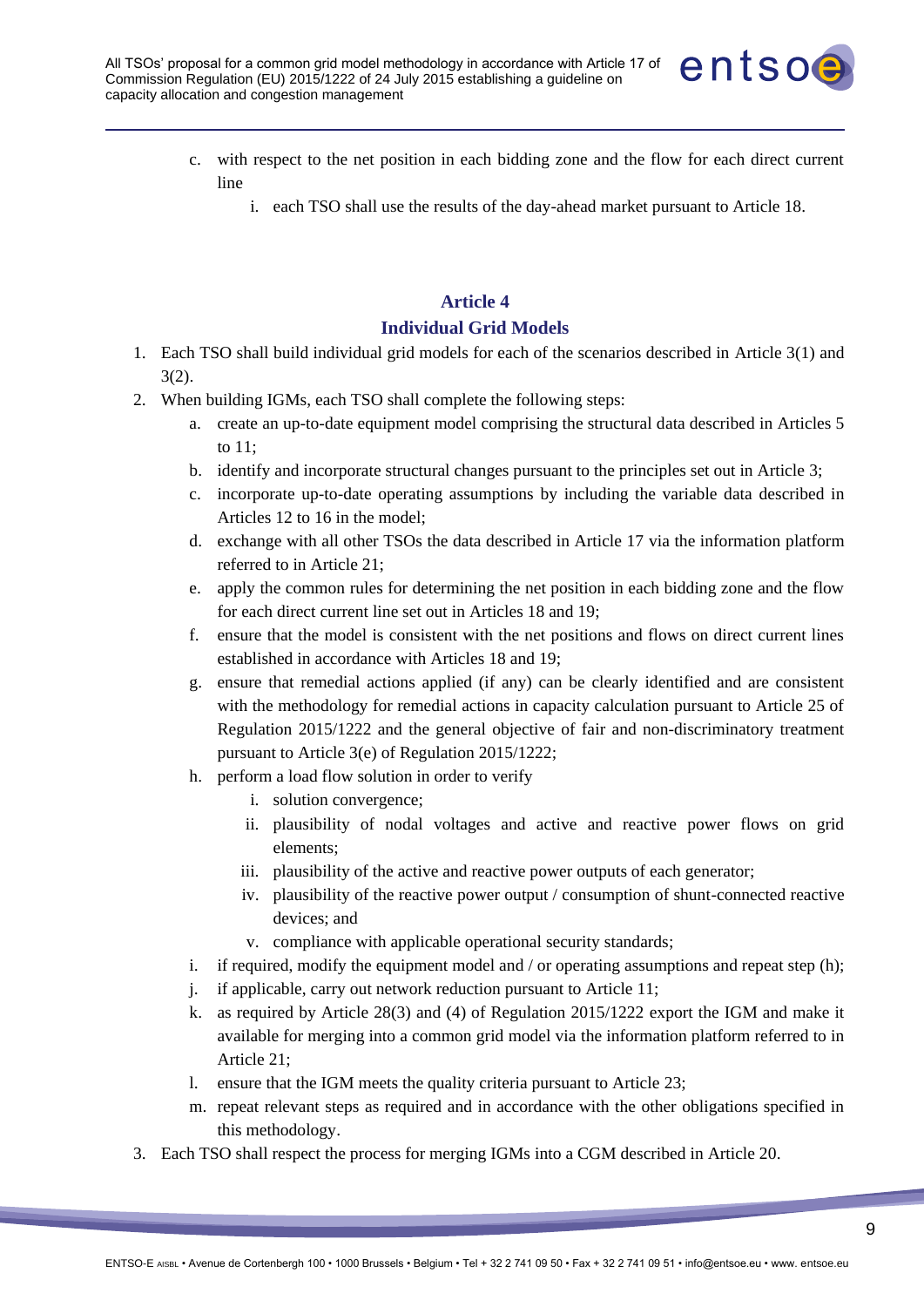c. with respect to the net position in each bidding zone and the flow for each direct current line

   i. each TSO shall use the results of the day-ahead market pursuant to Article 18.

## Article 4
## Individual Grid Models

1. Each TSO shall build individual grid models for each of the scenarios described in Article 3(1) and 3(2).
2. When building IGMs, each TSO shall complete the following steps:
   a. create an up-to-date equipment model comprising the structural data described in Articles 5 to 11;
   b. identify and incorporate structural changes pursuant to the principles set out in Article 3;
   c. incorporate up-to-date operating assumptions by including the variable data described in Articles 12 to 16 in the model;
   d. exchange with all other TSOs the data described in Article 17 via the information platform referred to in Article 21;
   e. apply the common rules for determining the net position in each bidding zone and the flow for each direct current line set out in Articles 18 and 19;
   f. ensure that the model is consistent with the net positions and flows on direct current lines established in accordance with Articles 18 and 19;
   g. ensure that remedial actions applied (if any) can be clearly identified and are consistent with the methodology for remedial actions in capacity calculation pursuant to Article 25 of Regulation 2015/1222 and the general objective of fair and non-discriminatory treatment pursuant to Article 3(e) of Regulation 2015/1222;
   h. perform a load flow solution in order to verify
      i. solution convergence;
      ii. plausibility of nodal voltages and active and reactive power flows on grid elements;
      iii. plausibility of the active and reactive power outputs of each generator;
      iv. plausibility of the reactive power output / consumption of shunt-connected reactive devices; and
      v. compliance with applicable operational security standards;
   i. if required, modify the equipment model and / or operating assumptions and repeat step (h);
   j. if applicable, carry out network reduction pursuant to Article 11;
   k. as required by Article 28(3) and (4) of Regulation 2015/1222 export the IGM and make it available for merging into a common grid model via the information platform referred to in Article 21;
   l. ensure that the IGM meets the quality criteria pursuant to Article 23;
   m. repeat relevant steps as required and in accordance with the other obligations specified in this methodology.
3. Each TSO shall respect the process for merging IGMs into a CGM described in Article 20.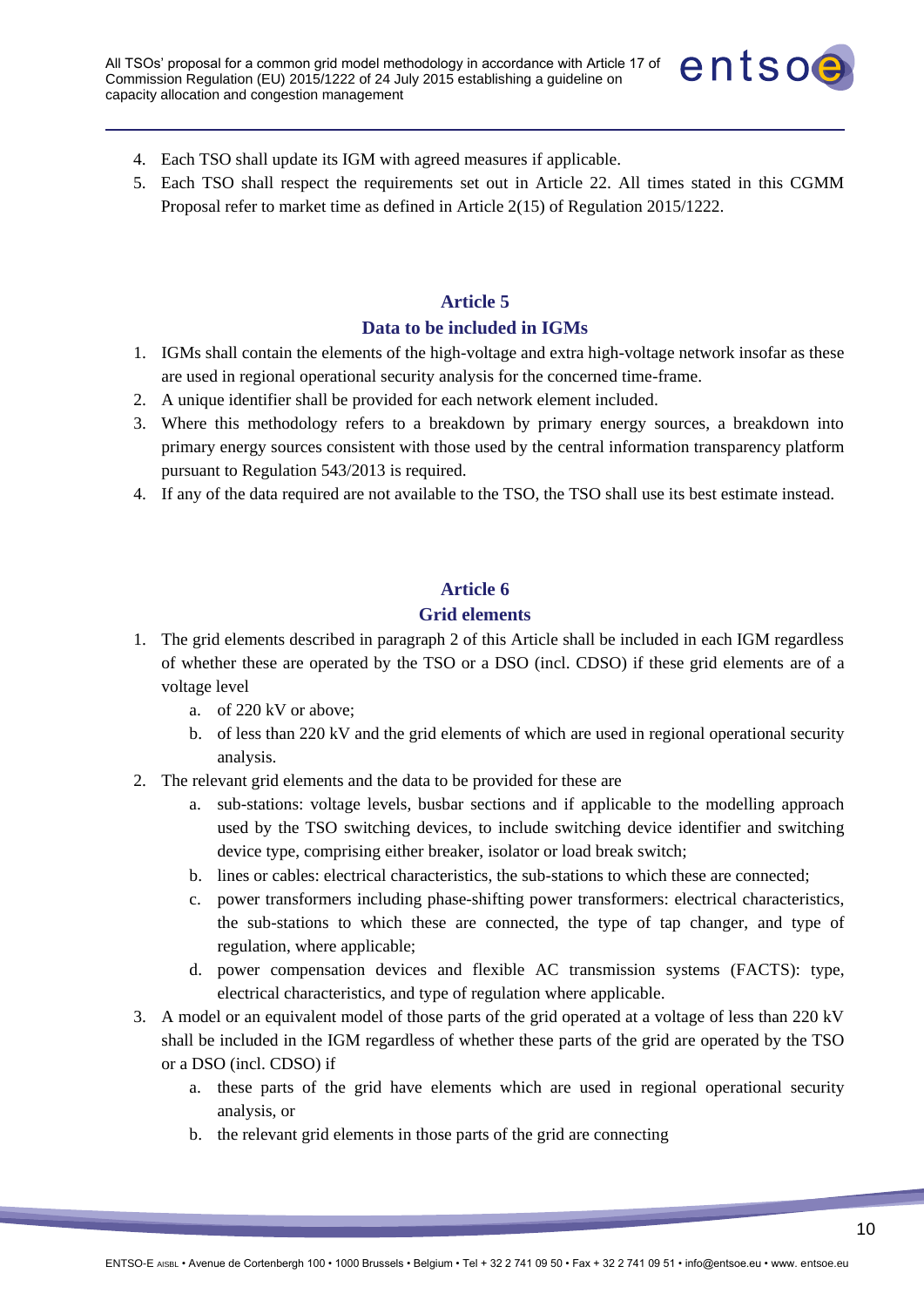4. Each TSO shall update its IGM with agreed measures if applicable.
5. Each TSO shall respect the requirements set out in Article 22. All times stated in this CGMM Proposal refer to market time as defined in Article 2(15) of Regulation 2015/1222.

## Article 5
## Data to be included in IGMs

1. IGMs shall contain the elements of the high-voltage and extra high-voltage network insofar as these are used in regional operational security analysis for the concerned time-frame.
2. A unique identifier shall be provided for each network element included.
3. Where this methodology refers to a breakdown by primary energy sources, a breakdown into primary energy sources consistent with those used by the central information transparency platform pursuant to Regulation 543/2013 is required.
4. If any of the data required are not available to the TSO, the TSO shall use its best estimate instead.

## Article 6
## Grid elements

1. The grid elements described in paragraph 2 of this Article shall be included in each IGM regardless of whether these are operated by the TSO or a DSO (incl. CDSO) if these grid elements are of a voltage level
   a. of 220 kV or above;
   b. of less than 220 kV and the grid elements of which are used in regional operational security analysis.
2. The relevant grid elements and the data to be provided for these are
   a. sub-stations: voltage levels, busbar sections and if applicable to the modelling approach used by the TSO switching devices, to include switching device identifier and switching device type, comprising either breaker, isolator or load break switch;
   b. lines or cables: electrical characteristics, the sub-stations to which these are connected;
   c. power transformers including phase-shifting power transformers: electrical characteristics, the sub-stations to which these are connected, the type of tap changer, and type of regulation, where applicable;
   d. power compensation devices and flexible AC transmission systems (FACTS): type, electrical characteristics, and type of regulation where applicable.
3. A model or an equivalent model of those parts of the grid operated at a voltage of less than 220 kV shall be included in the IGM regardless of whether these parts of the grid are operated by the TSO or a DSO (incl. CDSO) if
   a. these parts of the grid have elements which are used in regional operational security analysis, or
   b. the relevant grid elements in those parts of the grid are connecting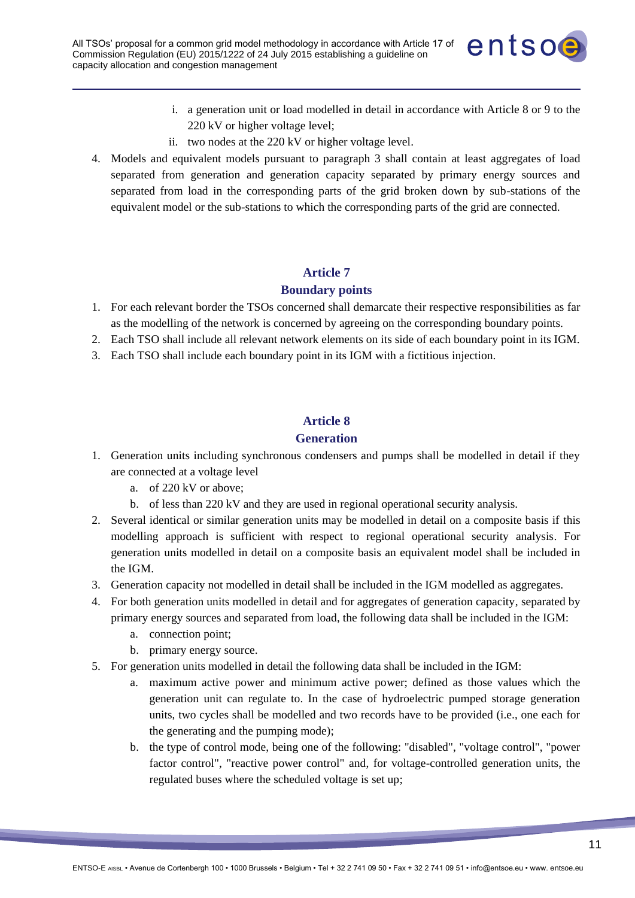i. a generation unit or load modelled in detail in accordance with Article 8 or 9 to the 220 kV or higher voltage level;

ii. two nodes at the 220 kV or higher voltage level.

4. Models and equivalent models pursuant to paragraph 3 shall contain at least aggregates of load separated from generation and generation capacity separated by primary energy sources and separated from load in the corresponding parts of the grid broken down by sub-stations of the equivalent model or the sub-stations to which the corresponding parts of the grid are connected.

## Article 7
## Boundary points

1. For each relevant border the TSOs concerned shall demarcate their respective responsibilities as far as the modelling of the network is concerned by agreeing on the corresponding boundary points.
2. Each TSO shall include all relevant network elements on its side of each boundary point in its IGM.
3. Each TSO shall include each boundary point in its IGM with a fictitious injection.

## Article 8
## Generation

1. Generation units including synchronous condensers and pumps shall be modelled in detail if they are connected at a voltage level
   a. of 220 kV or above;
   b. of less than 220 kV and they are used in regional operational security analysis.
2. Several identical or similar generation units may be modelled in detail on a composite basis if this modelling approach is sufficient with respect to regional operational security analysis. For generation units modelled in detail on a composite basis an equivalent model shall be included in the IGM.
3. Generation capacity not modelled in detail shall be included in the IGM modelled as aggregates.
4. For both generation units modelled in detail and for aggregates of generation capacity, separated by primary energy sources and separated from load, the following data shall be included in the IGM:
   a. connection point;
   b. primary energy source.
5. For generation units modelled in detail the following data shall be included in the IGM:
   a. maximum active power and minimum active power; defined as those values which the generation unit can regulate to. In the case of hydroelectric pumped storage generation units, two cycles shall be modelled and two records have to be provided (i.e., one each for the generating and the pumping mode);
   b. the type of control mode, being one of the following: "disabled", "voltage control", "power factor control", "reactive power control" and, for voltage-controlled generation units, the regulated buses where the scheduled voltage is set up;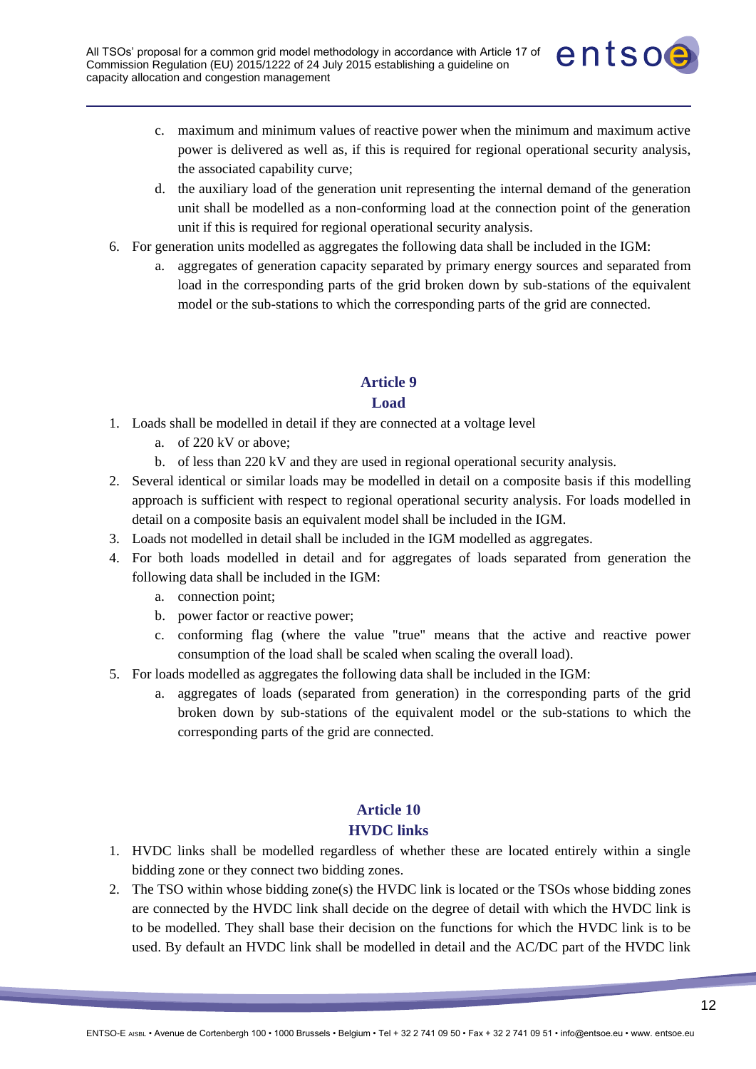c. maximum and minimum values of reactive power when the minimum and maximum active power is delivered as well as, if this is required for regional operational security analysis, the associated capability curve;

d. the auxiliary load of the generation unit representing the internal demand of the generation unit shall be modelled as a non-conforming load at the connection point of the generation unit if this is required for regional operational security analysis.

6. For generation units modelled as aggregates the following data shall be included in the IGM:
   a. aggregates of generation capacity separated by primary energy sources and separated from load in the corresponding parts of the grid broken down by sub-stations of the equivalent model or the sub-stations to which the corresponding parts of the grid are connected.

## Article 9
## Load

1. Loads shall be modelled in detail if they are connected at a voltage level
   a. of 220 kV or above;
   b. of less than 220 kV and they are used in regional operational security analysis.
2. Several identical or similar loads may be modelled in detail on a composite basis if this modelling approach is sufficient with respect to regional operational security analysis. For loads modelled in detail on a composite basis an equivalent model shall be included in the IGM.
3. Loads not modelled in detail shall be included in the IGM modelled as aggregates.
4. For both loads modelled in detail and for aggregates of loads separated from generation the following data shall be included in the IGM:
   a. connection point;
   b. power factor or reactive power;
   c. conforming flag (where the value "true" means that the active and reactive power consumption of the load shall be scaled when scaling the overall load).
5. For loads modelled as aggregates the following data shall be included in the IGM:
   a. aggregates of loads (separated from generation) in the corresponding parts of the grid broken down by sub-stations of the equivalent model or the sub-stations to which the corresponding parts of the grid are connected.

## Article 10
## HVDC links

1. HVDC links shall be modelled regardless of whether these are located entirely within a single bidding zone or they connect two bidding zones.
2. The TSO within whose bidding zone(s) the HVDC link is located or the TSOs whose bidding zones are connected by the HVDC link shall decide on the degree of detail with which the HVDC link is to be modelled. They shall base their decision on the functions for which the HVDC link is to be used. By default an HVDC link shall be modelled in detail and the AC/DC part of the HVDC link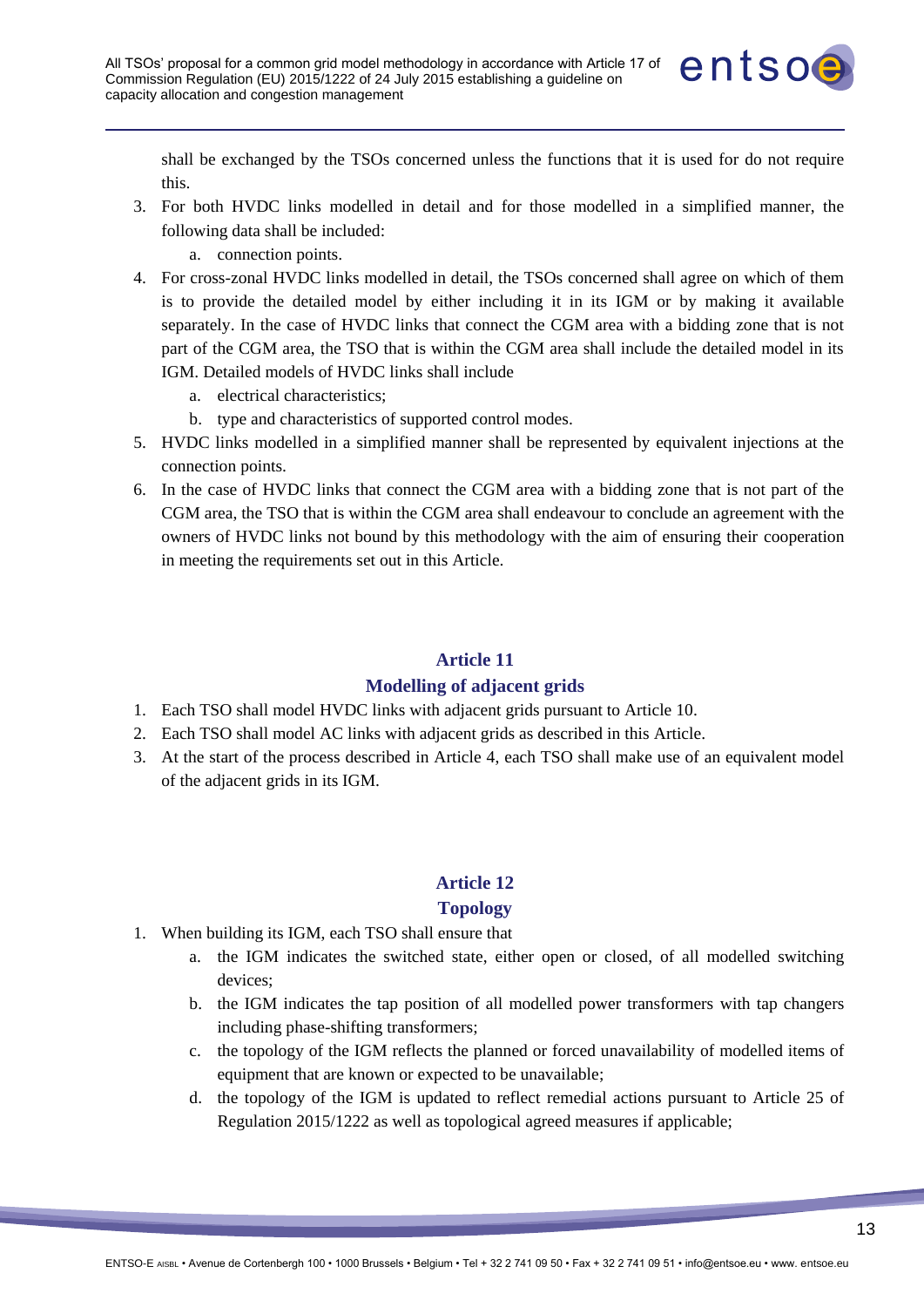shall be exchanged by the TSOs concerned unless the functions that it is used for do not require this.

3. For both HVDC links modelled in detail and for those modelled in a simplified manner, the following data shall be included:
   a. connection points.
4. For cross-zonal HVDC links modelled in detail, the TSOs concerned shall agree on which of them is to provide the detailed model by either including it in its IGM or by making it available separately. In the case of HVDC links that connect the CGM area with a bidding zone that is not part of the CGM area, the TSO that is within the CGM area shall include the detailed model in its IGM. Detailed models of HVDC links shall include
   a. electrical characteristics;
   b. type and characteristics of supported control modes.
5. HVDC links modelled in a simplified manner shall be represented by equivalent injections at the connection points.
6. In the case of HVDC links that connect the CGM area with a bidding zone that is not part of the CGM area, the TSO that is within the CGM area shall endeavour to conclude an agreement with the owners of HVDC links not bound by this methodology with the aim of ensuring their cooperation in meeting the requirements set out in this Article.

## Article 11
## Modelling of adjacent grids

1. Each TSO shall model HVDC links with adjacent grids pursuant to Article 10.
2. Each TSO shall model AC links with adjacent grids as described in this Article.
3. At the start of the process described in Article 4, each TSO shall make use of an equivalent model of the adjacent grids in its IGM.

## Article 12
## Topology

1. When building its IGM, each TSO shall ensure that
   a. the IGM indicates the switched state, either open or closed, of all modelled switching devices;
   b. the IGM indicates the tap position of all modelled power transformers with tap changers including phase-shifting transformers;
   c. the topology of the IGM reflects the planned or forced unavailability of modelled items of equipment that are known or expected to be unavailable;
   d. the topology of the IGM is updated to reflect remedial actions pursuant to Article 25 of Regulation 2015/1222 as well as topological agreed measures if applicable;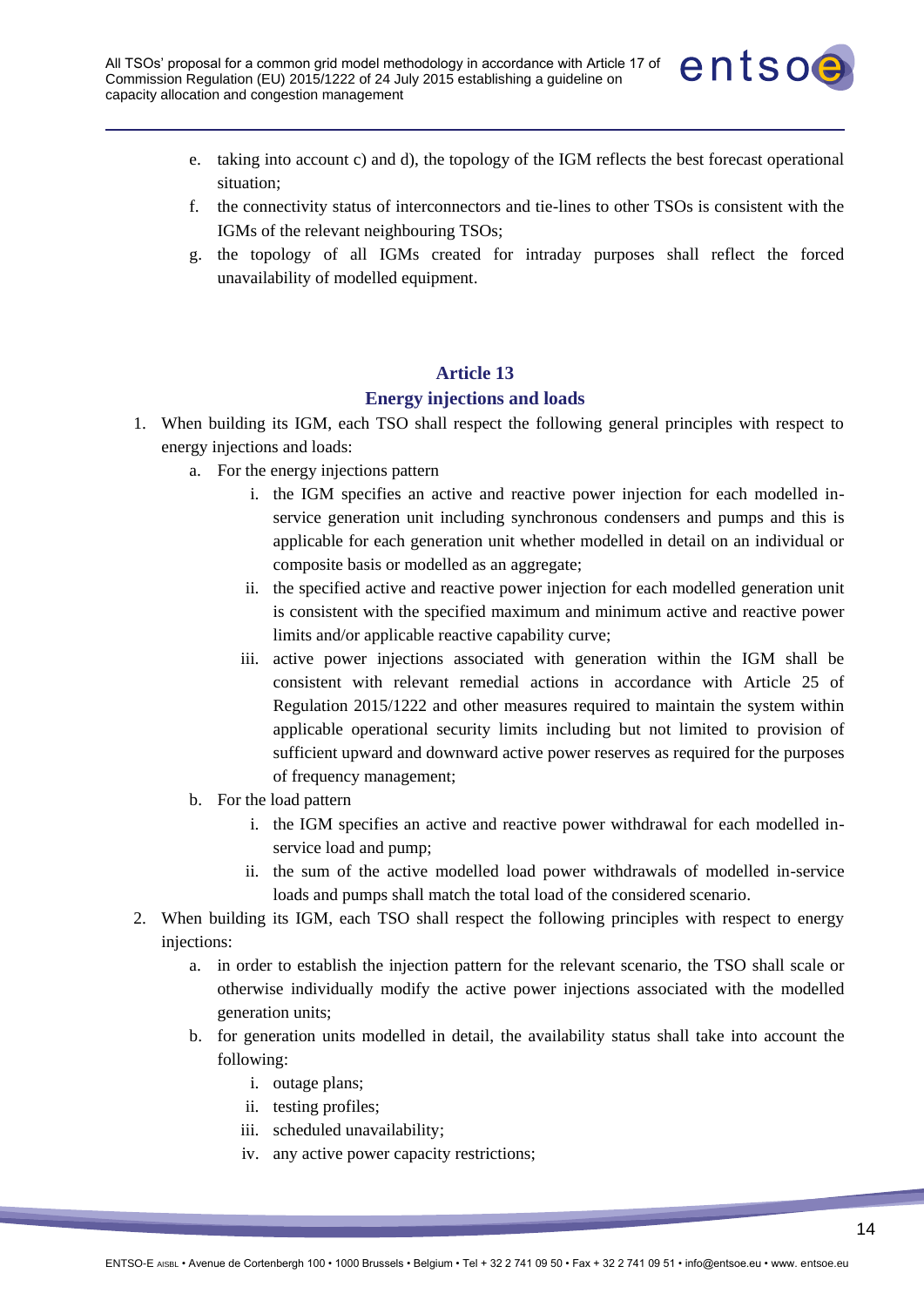e. taking into account c) and d), the topology of the IGM reflects the best forecast operational situation;
f. the connectivity status of interconnectors and tie-lines to other TSOs is consistent with the IGMs of the relevant neighbouring TSOs;
g. the topology of all IGMs created for intraday purposes shall reflect the forced unavailability of modelled equipment.

## Article 13
## Energy injections and loads

1. When building its IGM, each TSO shall respect the following general principles with respect to energy injections and loads:
   a. For the energy injections pattern
      i. the IGM specifies an active and reactive power injection for each modelled in-service generation unit including synchronous condensers and pumps and this is applicable for each generation unit whether modelled in detail on an individual or composite basis or modelled as an aggregate;
      ii. the specified active and reactive power injection for each modelled generation unit is consistent with the specified maximum and minimum active and reactive power limits and/or applicable reactive capability curve;
      iii. active power injections associated with generation within the IGM shall be consistent with relevant remedial actions in accordance with Article 25 of Regulation 2015/1222 and other measures required to maintain the system within applicable operational security limits including but not limited to provision of sufficient upward and downward active power reserves as required for the purposes of frequency management;
   b. For the load pattern
      i. the IGM specifies an active and reactive power withdrawal for each modelled in-service load and pump;
      ii. the sum of the active modelled load power withdrawals of modelled in-service loads and pumps shall match the total load of the considered scenario.
2. When building its IGM, each TSO shall respect the following principles with respect to energy injections:
   a. in order to establish the injection pattern for the relevant scenario, the TSO shall scale or otherwise individually modify the active power injections associated with the modelled generation units;
   b. for generation units modelled in detail, the availability status shall take into account the following:
      i. outage plans;
      ii. testing profiles;
      iii. scheduled unavailability;
      iv. any active power capacity restrictions;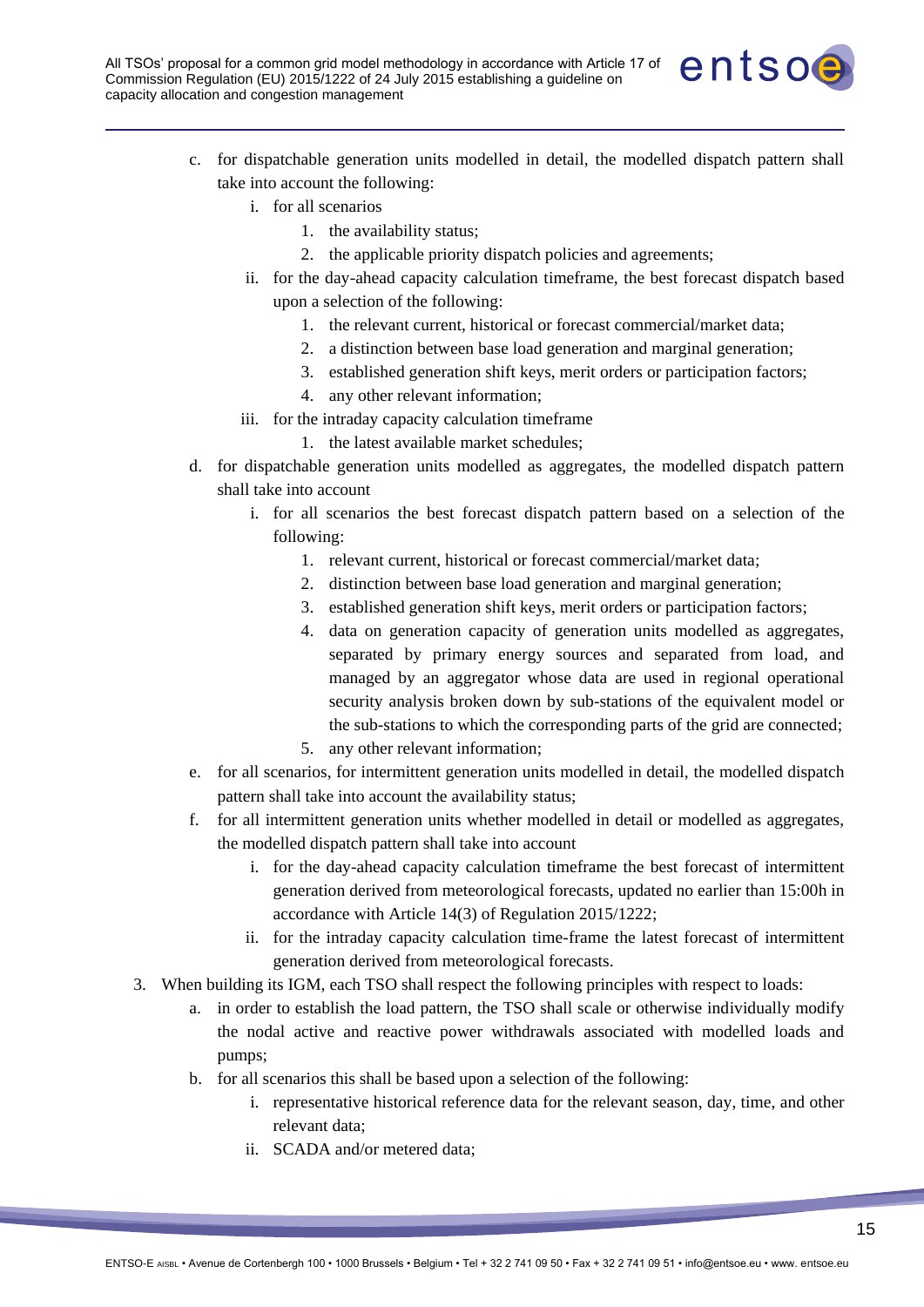c. for dispatchable generation units modelled in detail, the modelled dispatch pattern shall take into account the following:
   i. for all scenarios
      1. the availability status;
      2. the applicable priority dispatch policies and agreements;
   ii. for the day-ahead capacity calculation timeframe, the best forecast dispatch based upon a selection of the following:
      1. the relevant current, historical or forecast commercial/market data;
      2. a distinction between base load generation and marginal generation;
      3. established generation shift keys, merit orders or participation factors;
      4. any other relevant information;
   iii. for the intraday capacity calculation timeframe
      1. the latest available market schedules;

d. for dispatchable generation units modelled as aggregates, the modelled dispatch pattern shall take into account
   i. for all scenarios the best forecast dispatch pattern based on a selection of the following:
      1. relevant current, historical or forecast commercial/market data;
      2. distinction between base load generation and marginal generation;
      3. established generation shift keys, merit orders or participation factors;
      4. data on generation capacity of generation units modelled as aggregates, separated by primary energy sources and separated from load, and managed by an aggregator whose data are used in regional operational security analysis broken down by sub-stations of the equivalent model or the sub-stations to which the corresponding parts of the grid are connected;
      5. any other relevant information;

e. for all scenarios, for intermittent generation units modelled in detail, the modelled dispatch pattern shall take into account the availability status;

f. for all intermittent generation units whether modelled in detail or modelled as aggregates, the modelled dispatch pattern shall take into account
   i. for the day-ahead capacity calculation timeframe the best forecast of intermittent generation derived from meteorological forecasts, updated no earlier than 15:00h in accordance with Article 14(3) of Regulation 2015/1222;
   ii. for the intraday capacity calculation time-frame the latest forecast of intermittent generation derived from meteorological forecasts.

3. When building its IGM, each TSO shall respect the following principles with respect to loads:
   a. in order to establish the load pattern, the TSO shall scale or otherwise individually modify the nodal active and reactive power withdrawals associated with modelled loads and pumps;
   b. for all scenarios this shall be based upon a selection of the following:
      i. representative historical reference data for the relevant season, day, time, and other relevant data;
      ii. SCADA and/or metered data;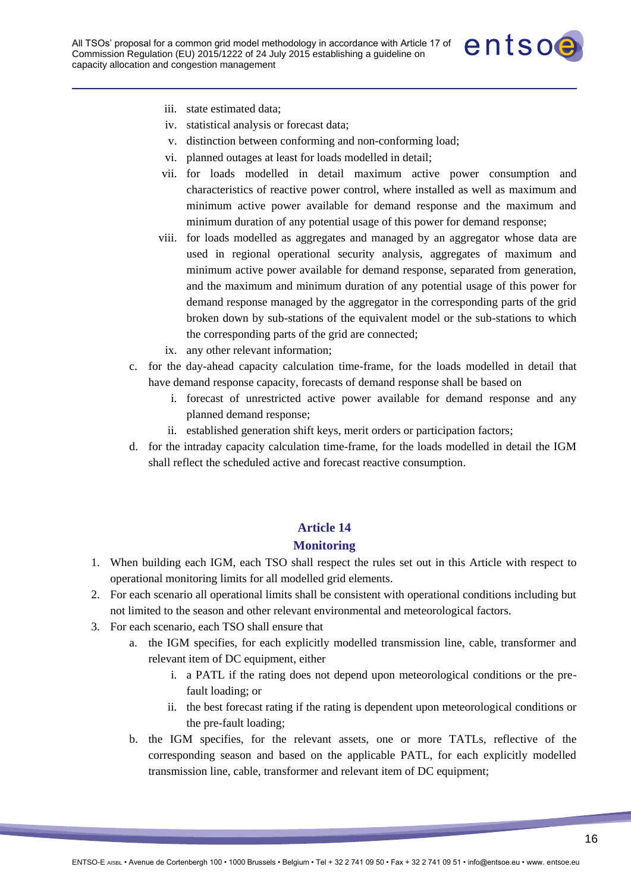iii. state estimated data;
   iv. statistical analysis or forecast data;
   v. distinction between conforming and non-conforming load;
   vi. planned outages at least for loads modelled in detail;
   vii. for loads modelled in detail maximum active power consumption and characteristics of reactive power control, where installed as well as maximum and minimum active power available for demand response and the maximum and minimum duration of any potential usage of this power for demand response;
   viii. for loads modelled as aggregates and managed by an aggregator whose data are used in regional operational security analysis, aggregates of maximum and minimum active power available for demand response, separated from generation, and the maximum and minimum duration of any potential usage of this power for demand response managed by the aggregator in the corresponding parts of the grid broken down by sub-stations of the equivalent model or the sub-stations to which the corresponding parts of the grid are connected;
   ix. any other relevant information;

c. for the day-ahead capacity calculation time-frame, for the loads modelled in detail that have demand response capacity, forecasts of demand response shall be based on
   i. forecast of unrestricted active power available for demand response and any planned demand response;
   ii. established generation shift keys, merit orders or participation factors;

d. for the intraday capacity calculation time-frame, for the loads modelled in detail the IGM shall reflect the scheduled active and forecast reactive consumption.

## Article 14
## Monitoring

1. When building each IGM, each TSO shall respect the rules set out in this Article with respect to operational monitoring limits for all modelled grid elements.
2. For each scenario all operational limits shall be consistent with operational conditions including but not limited to the season and other relevant environmental and meteorological factors.
3. For each scenario, each TSO shall ensure that
   a. the IGM specifies, for each explicitly modelled transmission line, cable, transformer and relevant item of DC equipment, either
      i. a PATL if the rating does not depend upon meteorological conditions or the pre-fault loading; or
      ii. the best forecast rating if the rating is dependent upon meteorological conditions or the pre-fault loading;
   b. the IGM specifies, for the relevant assets, one or more TATLs, reflective of the corresponding season and based on the applicable PATL, for each explicitly modelled transmission line, cable, transformer and relevant item of DC equipment;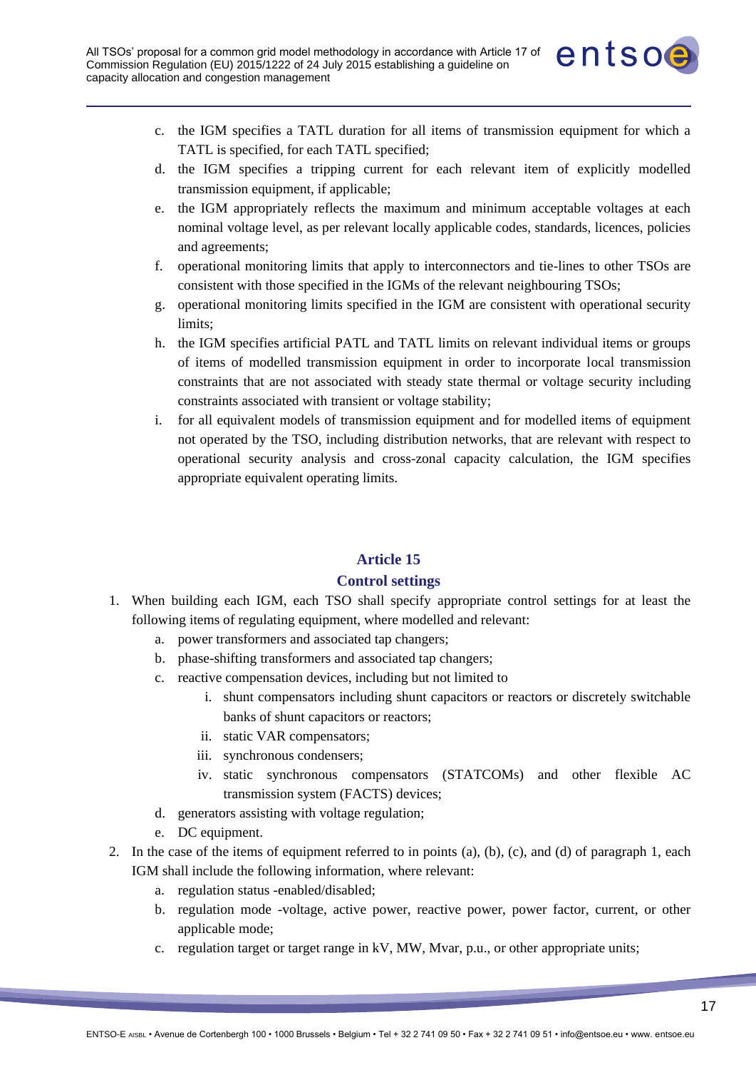c. the IGM specifies a TATL duration for all items of transmission equipment for which a TATL is specified, for each TATL specified;
d. the IGM specifies a tripping current for each relevant item of explicitly modelled transmission equipment, if applicable;
e. the IGM appropriately reflects the maximum and minimum acceptable voltages at each nominal voltage level, as per relevant locally applicable codes, standards, licences, policies and agreements;
f. operational monitoring limits that apply to interconnectors and tie-lines to other TSOs are consistent with those specified in the IGMs of the relevant neighbouring TSOs;
g. operational monitoring limits specified in the IGM are consistent with operational security limits;
h. the IGM specifies artificial PATL and TATL limits on relevant individual items or groups of items of modelled transmission equipment in order to incorporate local transmission constraints that are not associated with steady state thermal or voltage security including constraints associated with transient or voltage stability;
i. for all equivalent models of transmission equipment and for modelled items of equipment not operated by the TSO, including distribution networks, that are relevant with respect to operational security analysis and cross-zonal capacity calculation, the IGM specifies appropriate equivalent operating limits.

## Article 15
## Control settings

1. When building each IGM, each TSO shall specify appropriate control settings for at least the following items of regulating equipment, where modelled and relevant:
   a. power transformers and associated tap changers;
   b. phase-shifting transformers and associated tap changers;
   c. reactive compensation devices, including but not limited to
      i. shunt compensators including shunt capacitors or reactors or discretely switchable banks of shunt capacitors or reactors;
      ii. static VAR compensators;
      iii. synchronous condensers;
      iv. static synchronous compensators (STATCOMs) and other flexible AC transmission system (FACTS) devices;
   d. generators assisting with voltage regulation;
   e. DC equipment.
2. In the case of the items of equipment referred to in points (a), (b), (c), and (d) of paragraph 1, each IGM shall include the following information, where relevant:
   a. regulation status -enabled/disabled;
   b. regulation mode -voltage, active power, reactive power, power factor, current, or other applicable mode;
   c. regulation target or target range in kV, MW, Mvar, p.u., or other appropriate units;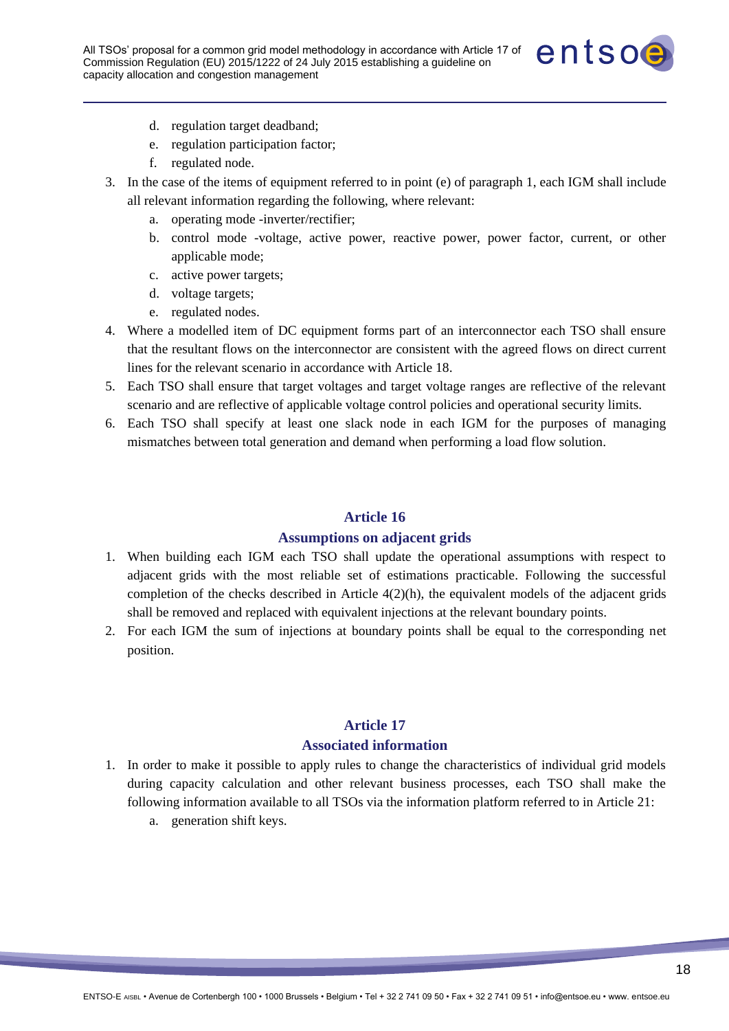d. regulation target deadband;
   e. regulation participation factor;
   f. regulated node.

3. In the case of the items of equipment referred to in point (e) of paragraph 1, each IGM shall include all relevant information regarding the following, where relevant:
   a. operating mode -inverter/rectifier;
   b. control mode -voltage, active power, reactive power, power factor, current, or other applicable mode;
   c. active power targets;
   d. voltage targets;
   e. regulated nodes.
4. Where a modelled item of DC equipment forms part of an interconnector each TSO shall ensure that the resultant flows on the interconnector are consistent with the agreed flows on direct current lines for the relevant scenario in accordance with Article 18.
5. Each TSO shall ensure that target voltages and target voltage ranges are reflective of the relevant scenario and are reflective of applicable voltage control policies and operational security limits.
6. Each TSO shall specify at least one slack node in each IGM for the purposes of managing mismatches between total generation and demand when performing a load flow solution.

## Article 16

## Assumptions on adjacent grids

1. When building each IGM each TSO shall update the operational assumptions with respect to adjacent grids with the most reliable set of estimations practicable. Following the successful completion of the checks described in Article 4(2)(h), the equivalent models of the adjacent grids shall be removed and replaced with equivalent injections at the relevant boundary points.
2. For each IGM the sum of injections at boundary points shall be equal to the corresponding net position.

## Article 17

## Associated information

1. In order to make it possible to apply rules to change the characteristics of individual grid models during capacity calculation and other relevant business processes, each TSO shall make the following information available to all TSOs via the information platform referred to in Article 21:
   a. generation shift keys.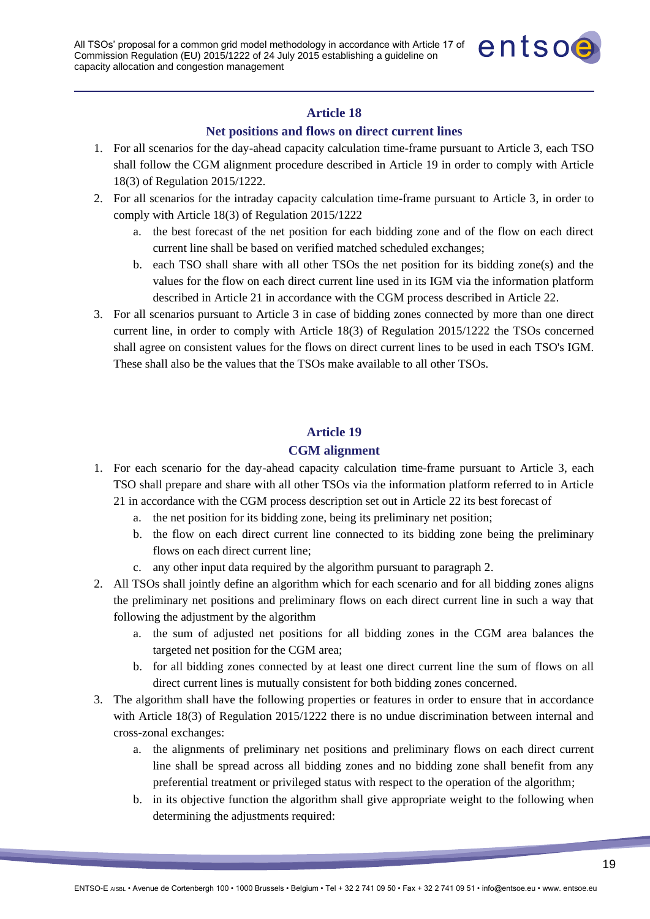## Article 18

### Net positions and flows on direct current lines

1. For all scenarios for the day-ahead capacity calculation time-frame pursuant to Article 3, each TSO shall follow the CGM alignment procedure described in Article 19 in order to comply with Article 18(3) of Regulation 2015/1222.
2. For all scenarios for the intraday capacity calculation time-frame pursuant to Article 3, in order to comply with Article 18(3) of Regulation 2015/1222
   a. the best forecast of the net position for each bidding zone and of the flow on each direct current line shall be based on verified matched scheduled exchanges;
   b. each TSO shall share with all other TSOs the net position for its bidding zone(s) and the values for the flow on each direct current line used in its IGM via the information platform described in Article 21 in accordance with the CGM process described in Article 22.
3. For all scenarios pursuant to Article 3 in case of bidding zones connected by more than one direct current line, in order to comply with Article 18(3) of Regulation 2015/1222 the TSOs concerned shall agree on consistent values for the flows on direct current lines to be used in each TSO's IGM. These shall also be the values that the TSOs make available to all other TSOs.

## Article 19

### CGM alignment

1. For each scenario for the day-ahead capacity calculation time-frame pursuant to Article 3, each TSO shall prepare and share with all other TSOs via the information platform referred to in Article 21 in accordance with the CGM process description set out in Article 22 its best forecast of
   a. the net position for its bidding zone, being its preliminary net position;
   b. the flow on each direct current line connected to its bidding zone being the preliminary flows on each direct current line;
   c. any other input data required by the algorithm pursuant to paragraph 2.
2. All TSOs shall jointly define an algorithm which for each scenario and for all bidding zones aligns the preliminary net positions and preliminary flows on each direct current line in such a way that following the adjustment by the algorithm
   a. the sum of adjusted net positions for all bidding zones in the CGM area balances the targeted net position for the CGM area;
   b. for all bidding zones connected by at least one direct current line the sum of flows on all direct current lines is mutually consistent for both bidding zones concerned.
3. The algorithm shall have the following properties or features in order to ensure that in accordance with Article 18(3) of Regulation 2015/1222 there is no undue discrimination between internal and cross-zonal exchanges:
   a. the alignments of preliminary net positions and preliminary flows on each direct current line shall be spread across all bidding zones and no bidding zone shall benefit from any preferential treatment or privileged status with respect to the operation of the algorithm;
   b. in its objective function the algorithm shall give appropriate weight to the following when determining the adjustments required: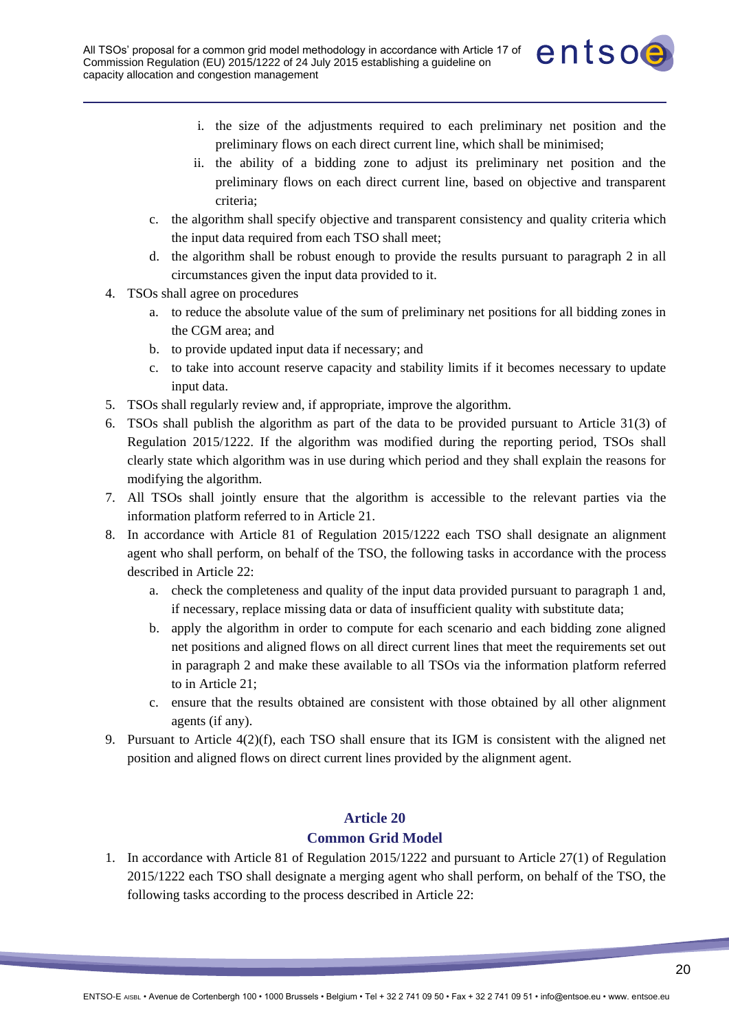i. the size of the adjustments required to each preliminary net position and the preliminary flows on each direct current line, which shall be minimised;
   ii. the ability of a bidding zone to adjust its preliminary net position and the preliminary flows on each direct current line, based on objective and transparent criteria;

   c. the algorithm shall specify objective and transparent consistency and quality criteria which the input data required from each TSO shall meet;
   d. the algorithm shall be robust enough to provide the results pursuant to paragraph 2 in all circumstances given the input data provided to it.

4. TSOs shall agree on procedures
   a. to reduce the absolute value of the sum of preliminary net positions for all bidding zones in the CGM area; and
   b. to provide updated input data if necessary; and
   c. to take into account reserve capacity and stability limits if it becomes necessary to update input data.
5. TSOs shall regularly review and, if appropriate, improve the algorithm.
6. TSOs shall publish the algorithm as part of the data to be provided pursuant to Article 31(3) of Regulation 2015/1222. If the algorithm was modified during the reporting period, TSOs shall clearly state which algorithm was in use during which period and they shall explain the reasons for modifying the algorithm.
7. All TSOs shall jointly ensure that the algorithm is accessible to the relevant parties via the information platform referred to in Article 21.
8. In accordance with Article 81 of Regulation 2015/1222 each TSO shall designate an alignment agent who shall perform, on behalf of the TSO, the following tasks in accordance with the process described in Article 22:
   a. check the completeness and quality of the input data provided pursuant to paragraph 1 and, if necessary, replace missing data or data of insufficient quality with substitute data;
   b. apply the algorithm in order to compute for each scenario and each bidding zone aligned net positions and aligned flows on all direct current lines that meet the requirements set out in paragraph 2 and make these available to all TSOs via the information platform referred to in Article 21;
   c. ensure that the results obtained are consistent with those obtained by all other alignment agents (if any).
9. Pursuant to Article 4(2)(f), each TSO shall ensure that its IGM is consistent with the aligned net position and aligned flows on direct current lines provided by the alignment agent.

## Article 20
## Common Grid Model

1. In accordance with Article 81 of Regulation 2015/1222 and pursuant to Article 27(1) of Regulation 2015/1222 each TSO shall designate a merging agent who shall perform, on behalf of the TSO, the following tasks according to the process described in Article 22: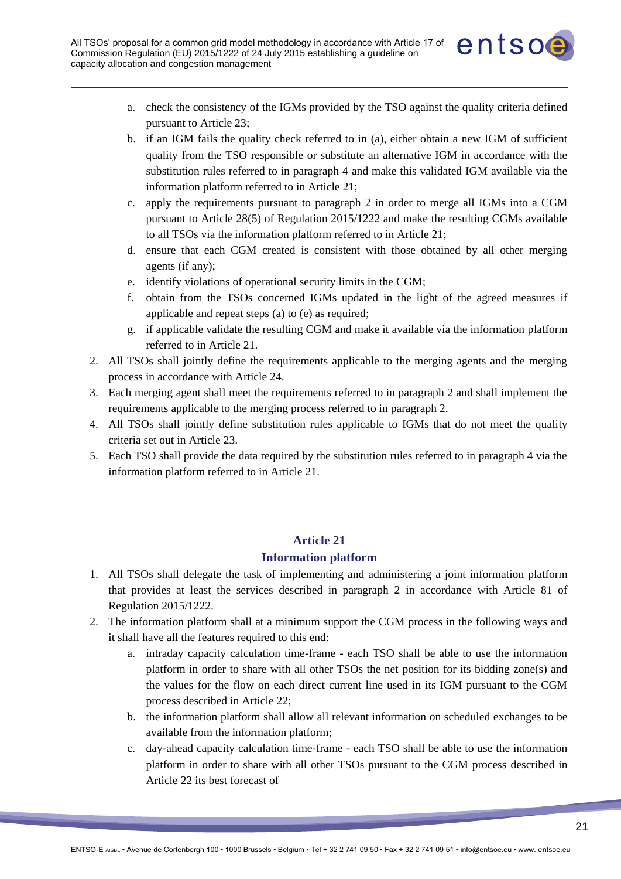a. check the consistency of the IGMs provided by the TSO against the quality criteria defined pursuant to Article 23;
b. if an IGM fails the quality check referred to in (a), either obtain a new IGM of sufficient quality from the TSO responsible or substitute an alternative IGM in accordance with the substitution rules referred to in paragraph 4 and make this validated IGM available via the information platform referred to in Article 21;
c. apply the requirements pursuant to paragraph 2 in order to merge all IGMs into a CGM pursuant to Article 28(5) of Regulation 2015/1222 and make the resulting CGMs available to all TSOs via the information platform referred to in Article 21;
d. ensure that each CGM created is consistent with those obtained by all other merging agents (if any);
e. identify violations of operational security limits in the CGM;
f. obtain from the TSOs concerned IGMs updated in the light of the agreed measures if applicable and repeat steps (a) to (e) as required;
g. if applicable validate the resulting CGM and make it available via the information platform referred to in Article 21.

2. All TSOs shall jointly define the requirements applicable to the merging agents and the merging process in accordance with Article 24.
3. Each merging agent shall meet the requirements referred to in paragraph 2 and shall implement the requirements applicable to the merging process referred to in paragraph 2.
4. All TSOs shall jointly define substitution rules applicable to IGMs that do not meet the quality criteria set out in Article 23.
5. Each TSO shall provide the data required by the substitution rules referred to in paragraph 4 via the information platform referred to in Article 21.

## Article 21
## Information platform

1. All TSOs shall delegate the task of implementing and administering a joint information platform that provides at least the services described in paragraph 2 in accordance with Article 81 of Regulation 2015/1222.
2. The information platform shall at a minimum support the CGM process in the following ways and it shall have all the features required to this end:
   a. intraday capacity calculation time-frame - each TSO shall be able to use the information platform in order to share with all other TSOs the net position for its bidding zone(s) and the values for the flow on each direct current line used in its IGM pursuant to the CGM process described in Article 22;
   b. the information platform shall allow all relevant information on scheduled exchanges to be available from the information platform;
   c. day-ahead capacity calculation time-frame - each TSO shall be able to use the information platform in order to share with all other TSOs pursuant to the CGM process described in Article 22 its best forecast of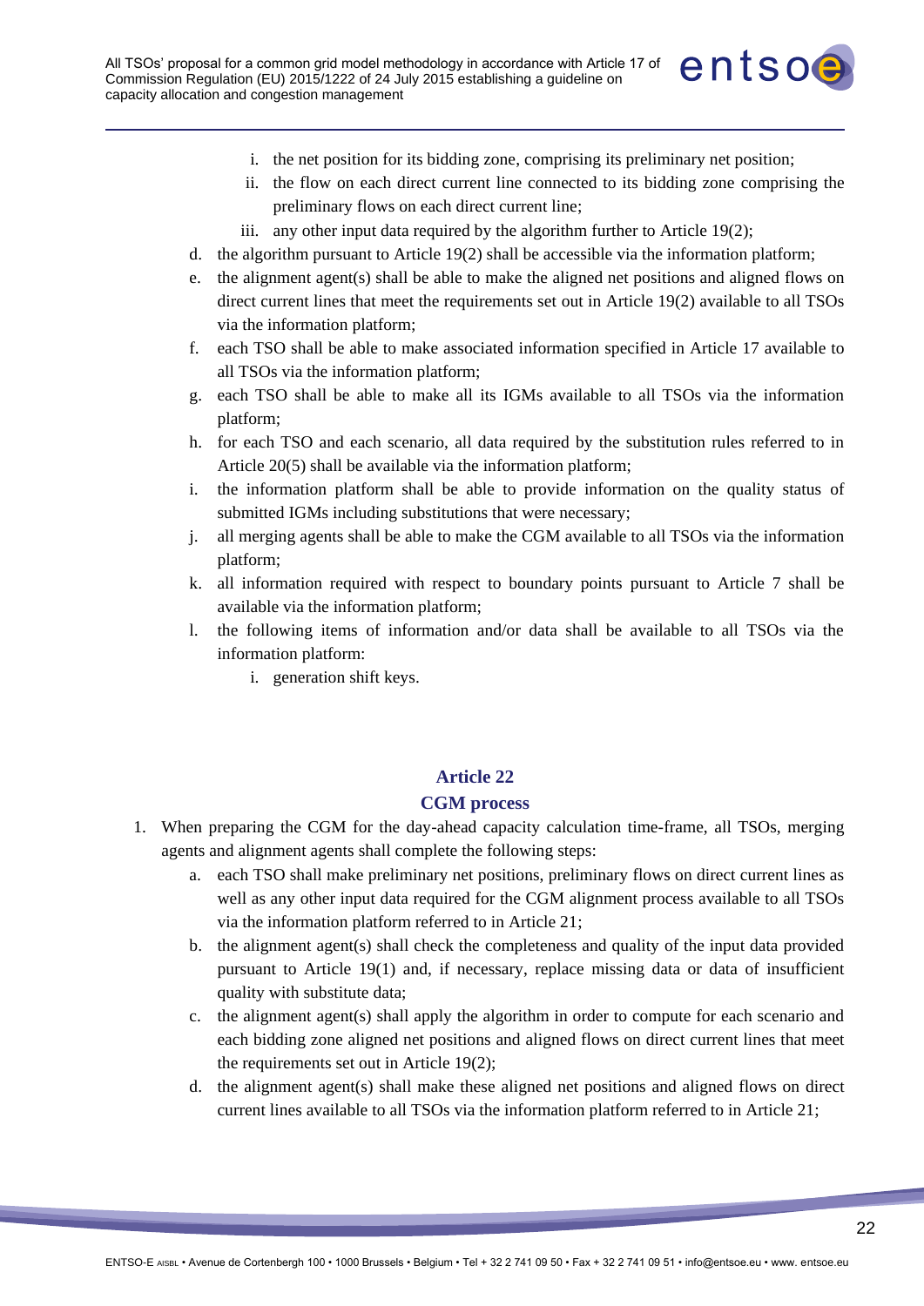i. the net position for its bidding zone, comprising its preliminary net position;
   ii. the flow on each direct current line connected to its bidding zone comprising the preliminary flows on each direct current line;
   iii. any other input data required by the algorithm further to Article 19(2);

d. the algorithm pursuant to Article 19(2) shall be accessible via the information platform;

e. the alignment agent(s) shall be able to make the aligned net positions and aligned flows on direct current lines that meet the requirements set out in Article 19(2) available to all TSOs via the information platform;

f. each TSO shall be able to make associated information specified in Article 17 available to all TSOs via the information platform;

g. each TSO shall be able to make all its IGMs available to all TSOs via the information platform;

h. for each TSO and each scenario, all data required by the substitution rules referred to in Article 20(5) shall be available via the information platform;

i. the information platform shall be able to provide information on the quality status of submitted IGMs including substitutions that were necessary;

j. all merging agents shall be able to make the CGM available to all TSOs via the information platform;

k. all information required with respect to boundary points pursuant to Article 7 shall be available via the information platform;

l. the following items of information and/or data shall be available to all TSOs via the information platform:
   i. generation shift keys.

## Article 22
## CGM process

1. When preparing the CGM for the day-ahead capacity calculation time-frame, all TSOs, merging agents and alignment agents shall complete the following steps:
   a. each TSO shall make preliminary net positions, preliminary flows on direct current lines as well as any other input data required for the CGM alignment process available to all TSOs via the information platform referred to in Article 21;
   b. the alignment agent(s) shall check the completeness and quality of the input data provided pursuant to Article 19(1) and, if necessary, replace missing data or data of insufficient quality with substitute data;
   c. the alignment agent(s) shall apply the algorithm in order to compute for each scenario and each bidding zone aligned net positions and aligned flows on direct current lines that meet the requirements set out in Article 19(2);
   d. the alignment agent(s) shall make these aligned net positions and aligned flows on direct current lines available to all TSOs via the information platform referred to in Article 21;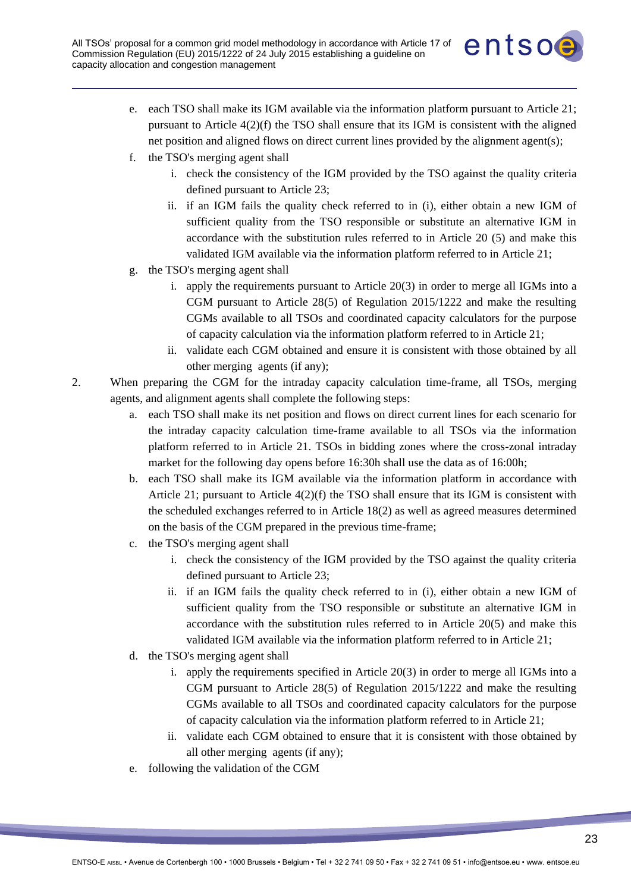e. each TSO shall make its IGM available via the information platform pursuant to Article 21; pursuant to Article 4(2)(f) the TSO shall ensure that its IGM is consistent with the aligned net position and aligned flows on direct current lines provided by the alignment agent(s);

f. the TSO's merging agent shall

   i. check the consistency of the IGM provided by the TSO against the quality criteria defined pursuant to Article 23;

   ii. if an IGM fails the quality check referred to in (i), either obtain a new IGM of sufficient quality from the TSO responsible or substitute an alternative IGM in accordance with the substitution rules referred to in Article 20 (5) and make this validated IGM available via the information platform referred to in Article 21;

g. the TSO's merging agent shall

   i. apply the requirements pursuant to Article 20(3) in order to merge all IGMs into a CGM pursuant to Article 28(5) of Regulation 2015/1222 and make the resulting CGMs available to all TSOs and coordinated capacity calculators for the purpose of capacity calculation via the information platform referred to in Article 21;

   ii. validate each CGM obtained and ensure it is consistent with those obtained by all other merging agents (if any);

2. When preparing the CGM for the intraday capacity calculation time-frame, all TSOs, merging agents, and alignment agents shall complete the following steps:

   a. each TSO shall make its net position and flows on direct current lines for each scenario for the intraday capacity calculation time-frame available to all TSOs via the information platform referred to in Article 21. TSOs in bidding zones where the cross-zonal intraday market for the following day opens before 16:30h shall use the data as of 16:00h;

   b. each TSO shall make its IGM available via the information platform in accordance with Article 21; pursuant to Article 4(2)(f) the TSO shall ensure that its IGM is consistent with the scheduled exchanges referred to in Article 18(2) as well as agreed measures determined on the basis of the CGM prepared in the previous time-frame;

   c. the TSO's merging agent shall

      i. check the consistency of the IGM provided by the TSO against the quality criteria defined pursuant to Article 23;

      ii. if an IGM fails the quality check referred to in (i), either obtain a new IGM of sufficient quality from the TSO responsible or substitute an alternative IGM in accordance with the substitution rules referred to in Article 20(5) and make this validated IGM available via the information platform referred to in Article 21;

   d. the TSO's merging agent shall

      i. apply the requirements specified in Article 20(3) in order to merge all IGMs into a CGM pursuant to Article 28(5) of Regulation 2015/1222 and make the resulting CGMs available to all TSOs and coordinated capacity calculators for the purpose of capacity calculation via the information platform referred to in Article 21;

      ii. validate each CGM obtained to ensure that it is consistent with those obtained by all other merging agents (if any);

   e. following the validation of the CGM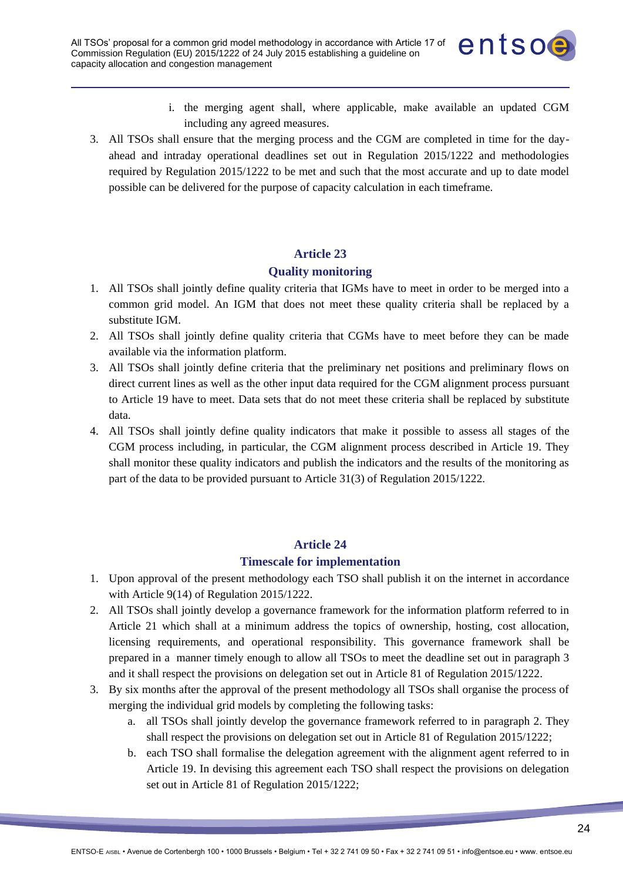i. the merging agent shall, where applicable, make available an updated CGM including any agreed measures.

3. All TSOs shall ensure that the merging process and the CGM are completed in time for the day-ahead and intraday operational deadlines set out in Regulation 2015/1222 and methodologies required by Regulation 2015/1222 to be met and such that the most accurate and up to date model possible can be delivered for the purpose of capacity calculation in each timeframe.

## Article 23
## Quality monitoring

1. All TSOs shall jointly define quality criteria that IGMs have to meet in order to be merged into a common grid model. An IGM that does not meet these quality criteria shall be replaced by a substitute IGM.
2. All TSOs shall jointly define quality criteria that CGMs have to meet before they can be made available via the information platform.
3. All TSOs shall jointly define criteria that the preliminary net positions and preliminary flows on direct current lines as well as the other input data required for the CGM alignment process pursuant to Article 19 have to meet. Data sets that do not meet these criteria shall be replaced by substitute data.
4. All TSOs shall jointly define quality indicators that make it possible to assess all stages of the CGM process including, in particular, the CGM alignment process described in Article 19. They shall monitor these quality indicators and publish the indicators and the results of the monitoring as part of the data to be provided pursuant to Article 31(3) of Regulation 2015/1222.

## Article 24
## Timescale for implementation

1. Upon approval of the present methodology each TSO shall publish it on the internet in accordance with Article 9(14) of Regulation 2015/1222.
2. All TSOs shall jointly develop a governance framework for the information platform referred to in Article 21 which shall at a minimum address the topics of ownership, hosting, cost allocation, licensing requirements, and operational responsibility. This governance framework shall be prepared in a manner timely enough to allow all TSOs to meet the deadline set out in paragraph 3 and it shall respect the provisions on delegation set out in Article 81 of Regulation 2015/1222.
3. By six months after the approval of the present methodology all TSOs shall organise the process of merging the individual grid models by completing the following tasks:
   a. all TSOs shall jointly develop the governance framework referred to in paragraph 2. They shall respect the provisions on delegation set out in Article 81 of Regulation 2015/1222;
   b. each TSO shall formalise the delegation agreement with the alignment agent referred to in Article 19. In devising this agreement each TSO shall respect the provisions on delegation set out in Article 81 of Regulation 2015/1222;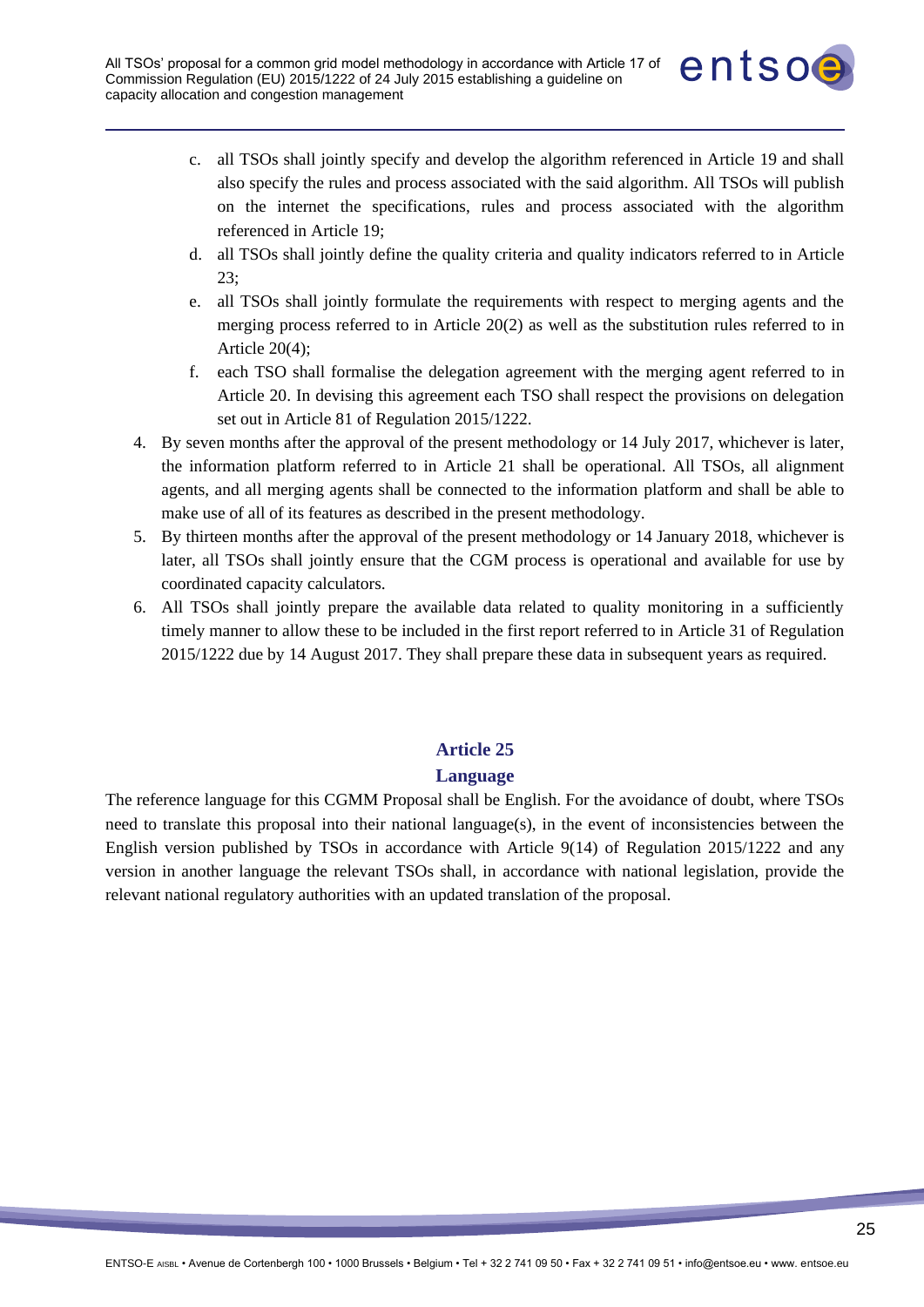c. all TSOs shall jointly specify and develop the algorithm referenced in Article 19 and shall also specify the rules and process associated with the said algorithm. All TSOs will publish on the internet the specifications, rules and process associated with the algorithm referenced in Article 19;
d. all TSOs shall jointly define the quality criteria and quality indicators referred to in Article 23;
e. all TSOs shall jointly formulate the requirements with respect to merging agents and the merging process referred to in Article 20(2) as well as the substitution rules referred to in Article 20(4);
f. each TSO shall formalise the delegation agreement with the merging agent referred to in Article 20. In devising this agreement each TSO shall respect the provisions on delegation set out in Article 81 of Regulation 2015/1222.

4. By seven months after the approval of the present methodology or 14 July 2017, whichever is later, the information platform referred to in Article 21 shall be operational. All TSOs, all alignment agents, and all merging agents shall be connected to the information platform and shall be able to make use of all of its features as described in the present methodology.
5. By thirteen months after the approval of the present methodology or 14 January 2018, whichever is later, all TSOs shall jointly ensure that the CGM process is operational and available for use by coordinated capacity calculators.
6. All TSOs shall jointly prepare the available data related to quality monitoring in a sufficiently timely manner to allow these to be included in the first report referred to in Article 31 of Regulation 2015/1222 due by 14 August 2017. They shall prepare these data in subsequent years as required.

## Article 25
## Language

The reference language for this CGMM Proposal shall be English. For the avoidance of doubt, where TSOs need to translate this proposal into their national language(s), in the event of inconsistencies between the English version published by TSOs in accordance with Article 9(14) of Regulation 2015/1222 and any version in another language the relevant TSOs shall, in accordance with national legislation, provide the relevant national regulatory authorities with an updated translation of the proposal.